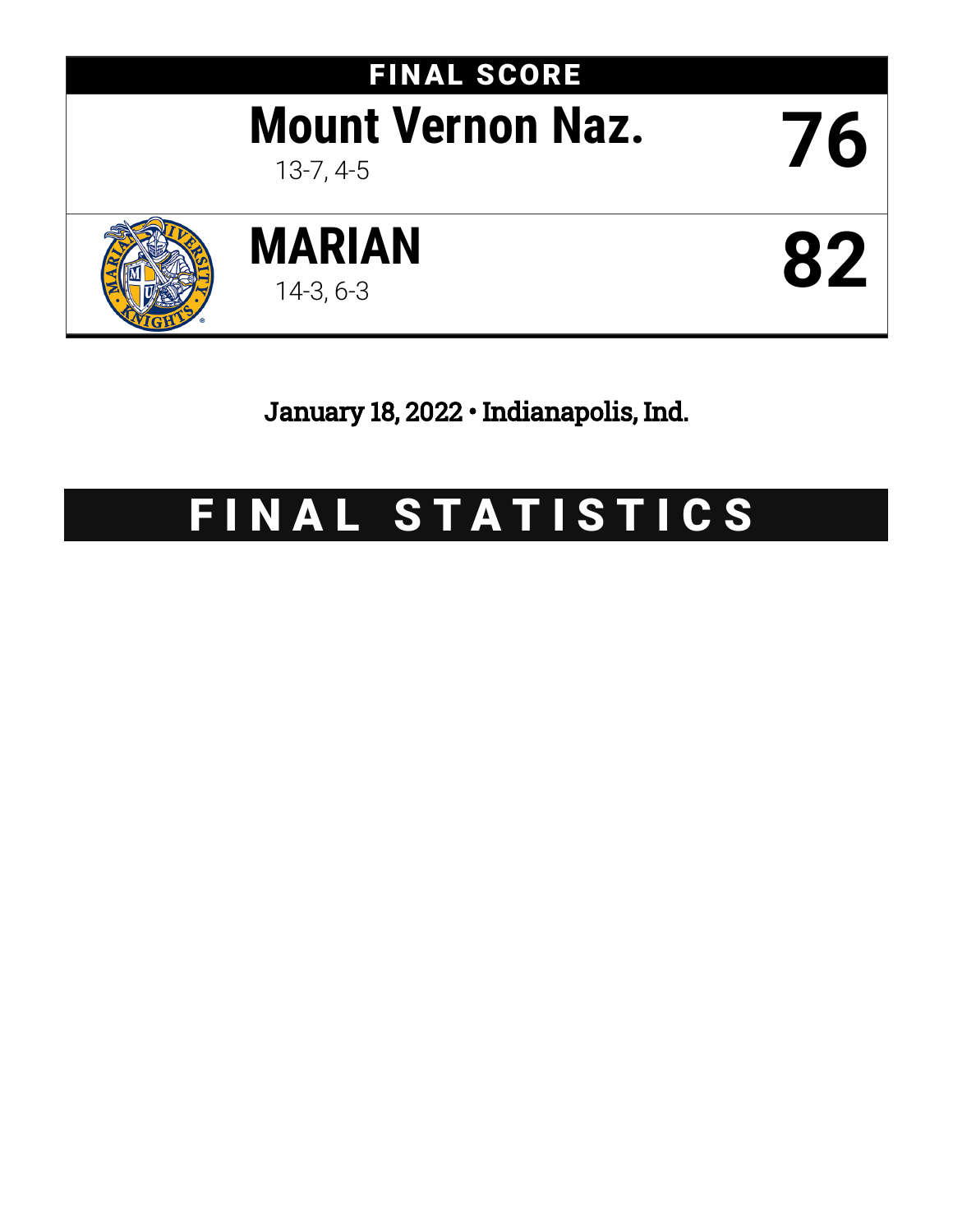# FINAL SCORE

| Team | Score |
| --- | --- |
| **Mount Vernon Naz.** 13-7, 4-5 | **76** |
| **MARIAN** 14-3, 6-3 | **82** |

January 18, 2022 • Indianapolis, Ind.

# FINAL STATISTICS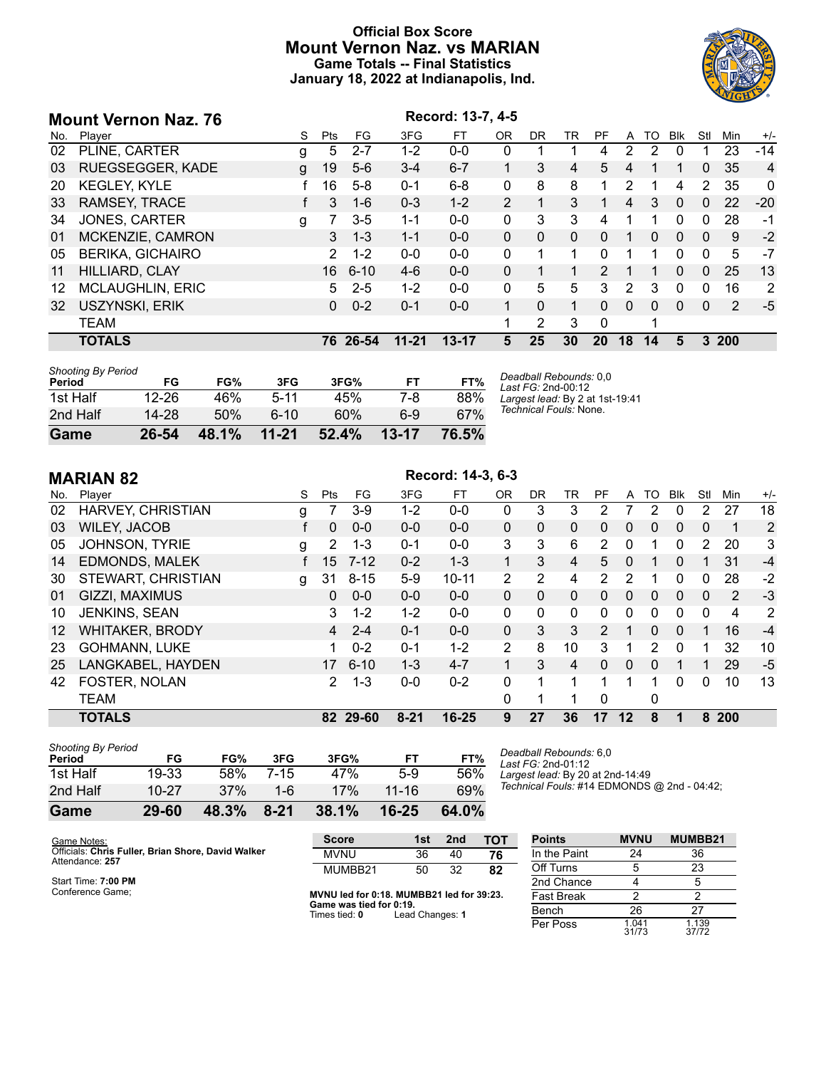# Official Box Score
## Mount Vernon Naz. vs MARIAN
### Game Totals -- Final Statistics
### January 18, 2022 at Indianapolis, Ind.

## Mount Vernon Naz. 76

Record: 13-7, 4-5

| No. | Player | S | Pts | FG | 3FG | FT | OR | DR | TR | PF | A | TO | Blk | Stl | Min | +/- |
|---|---|---|---|---|---|---|---|---|---|---|---|---|---|---|---|---|
| 02 | PLINE, CARTER | g | 5 | 2-7 | 1-2 | 0-0 | 0 | 1 | 1 | 4 | 2 | 2 | 0 | 1 | 23 | -14 |
| 03 | RUEGSEGGER, KADE | g | 19 | 5-6 | 3-4 | 6-7 | 1 | 3 | 4 | 5 | 4 | 1 | 1 | 0 | 35 | 4 |
| 20 | KEGLEY, KYLE | f | 16 | 5-8 | 0-1 | 6-8 | 0 | 8 | 8 | 1 | 2 | 1 | 4 | 2 | 35 | 0 |
| 33 | RAMSEY, TRACE | f | 3 | 1-6 | 0-3 | 1-2 | 2 | 1 | 3 | 1 | 4 | 3 | 0 | 0 | 22 | -20 |
| 34 | JONES, CARTER | g | 7 | 3-5 | 1-1 | 0-0 | 0 | 3 | 3 | 4 | 1 | 1 | 0 | 0 | 28 | -1 |
| 01 | MCKENZIE, CAMRON | | 3 | 1-3 | 1-1 | 0-0 | 0 | 0 | 0 | 0 | 1 | 0 | 0 | 0 | 9 | -2 |
| 05 | BERIKA, GICHAIRO | | 2 | 1-2 | 0-0 | 0-0 | 0 | 1 | 1 | 0 | 1 | 1 | 0 | 0 | 5 | -7 |
| 11 | HILLIARD, CLAY | | 16 | 6-10 | 4-6 | 0-0 | 0 | 1 | 1 | 2 | 1 | 1 | 0 | 0 | 25 | 13 |
| 12 | MCLAUGHLIN, ERIC | | 5 | 2-5 | 1-2 | 0-0 | 0 | 5 | 5 | 3 | 2 | 3 | 0 | 0 | 16 | 2 |
| 32 | USZYNSKI, ERIK | | 0 | 0-2 | 0-1 | 0-0 | 1 | 0 | 1 | 0 | 0 | 0 | 0 | 0 | 2 | -5 |
| | TEAM | | | | | | 1 | 2 | 3 | 0 | | 1 | | | | |
| | **TOTALS** | | **76** | **26-54** | **11-21** | **13-17** | **5** | **25** | **30** | **20** | **18** | **14** | **5** | **3** | **200** | |

| Shooting By Period Period | FG | FG% | 3FG | 3FG% | FT | FT% |
|---|---|---|---|---|---|---|
| 1st Half | 12-26 | 46% | 5-11 | 45% | 7-8 | 88% |
| 2nd Half | 14-28 | 50% | 6-10 | 60% | 6-9 | 67% |
| **Game** | **26-54** | **48.1%** | **11-21** | **52.4%** | **13-17** | **76.5%** |

*Deadball Rebounds:* 0,0
*Last FG:* 2nd-00:12
*Largest lead:* By 2 at 1st-19:41
*Technical Fouls:* None.

## MARIAN 82

Record: 14-3, 6-3

| No. | Player | S | Pts | FG | 3FG | FT | OR | DR | TR | PF | A | TO | Blk | Stl | Min | +/- |
|---|---|---|---|---|---|---|---|---|---|---|---|---|---|---|---|---|
| 02 | HARVEY, CHRISTIAN | g | 7 | 3-9 | 1-2 | 0-0 | 0 | 3 | 3 | 2 | 7 | 2 | 0 | 2 | 27 | 18 |
| 03 | WILEY, JACOB | f | 0 | 0-0 | 0-0 | 0-0 | 0 | 0 | 0 | 0 | 0 | 0 | 0 | 0 | 1 | 2 |
| 05 | JOHNSON, TYRIE | g | 2 | 1-3 | 0-1 | 0-0 | 3 | 3 | 6 | 2 | 0 | 1 | 0 | 2 | 20 | 3 |
| 14 | EDMONDS, MALEK | f | 15 | 7-12 | 0-2 | 1-3 | 1 | 3 | 4 | 5 | 0 | 1 | 0 | 1 | 31 | -4 |
| 30 | STEWART, CHRISTIAN | g | 31 | 8-15 | 5-9 | 10-11 | 2 | 2 | 4 | 2 | 2 | 1 | 0 | 0 | 28 | -2 |
| 01 | GIZZI, MAXIMUS | | 0 | 0-0 | 0-0 | 0-0 | 0 | 0 | 0 | 0 | 0 | 0 | 0 | 0 | 2 | -3 |
| 10 | JENKINS, SEAN | | 3 | 1-2 | 1-2 | 0-0 | 0 | 0 | 0 | 0 | 0 | 0 | 0 | 0 | 4 | 2 |
| 12 | WHITAKER, BRODY | | 4 | 2-4 | 0-1 | 0-0 | 0 | 3 | 3 | 2 | 1 | 0 | 0 | 1 | 16 | -4 |
| 23 | GOHMANN, LUKE | | 1 | 0-2 | 0-1 | 1-2 | 2 | 8 | 10 | 3 | 1 | 2 | 0 | 1 | 32 | 10 |
| 25 | LANGKABEL, HAYDEN | | 17 | 6-10 | 1-3 | 4-7 | 1 | 3 | 4 | 0 | 0 | 0 | 1 | 1 | 29 | -5 |
| 42 | FOSTER, NOLAN | | 2 | 1-3 | 0-0 | 0-2 | 0 | 1 | 1 | 1 | 1 | 1 | 0 | 0 | 10 | 13 |
| | TEAM | | | | | | 0 | 1 | 1 | 0 | | 0 | | | | |
| | **TOTALS** | | **82** | **29-60** | **8-21** | **16-25** | **9** | **27** | **36** | **17** | **12** | **8** | **1** | **8** | **200** | |

| Shooting By Period Period | FG | FG% | 3FG | 3FG% | FT | FT% |
|---|---|---|---|---|---|---|
| 1st Half | 19-33 | 58% | 7-15 | 47% | 5-9 | 56% |
| 2nd Half | 10-27 | 37% | 1-6 | 17% | 11-16 | 69% |
| **Game** | **29-60** | **48.3%** | **8-21** | **38.1%** | **16-25** | **64.0%** |

*Deadball Rebounds:* 6,0
*Last FG:* 2nd-01:12
*Largest lead:* By 20 at 2nd-14:49
*Technical Fouls:* #14 EDMONDS @ 2nd - 04:42;

Game Notes:
Officials: **Chris Fuller, Brian Shore, David Walker**
Attendance: **257**

Start Time: **7:00 PM**
Conference Game;

| Score | 1st | 2nd | TOT |
|---|---|---|---|
| MVNU | 36 | 40 | **76** |
| MUMBB21 | 50 | 32 | **82** |

**MVNU led for 0:18. MUMBB21 led for 39:23.**
**Game was tied for 0:19.**
Times tied: **0** Lead Changes: **1**

| Points | MVNU | MUMBB21 |
|---|---|---|
| In the Paint | 24 | 36 |
| Off Turns | 5 | 23 |
| 2nd Chance | 4 | 5 |
| Fast Break | 2 | 2 |
| Bench | 26 | 27 |
| Per Poss | 1.041 31/73 | 1.139 37/72 |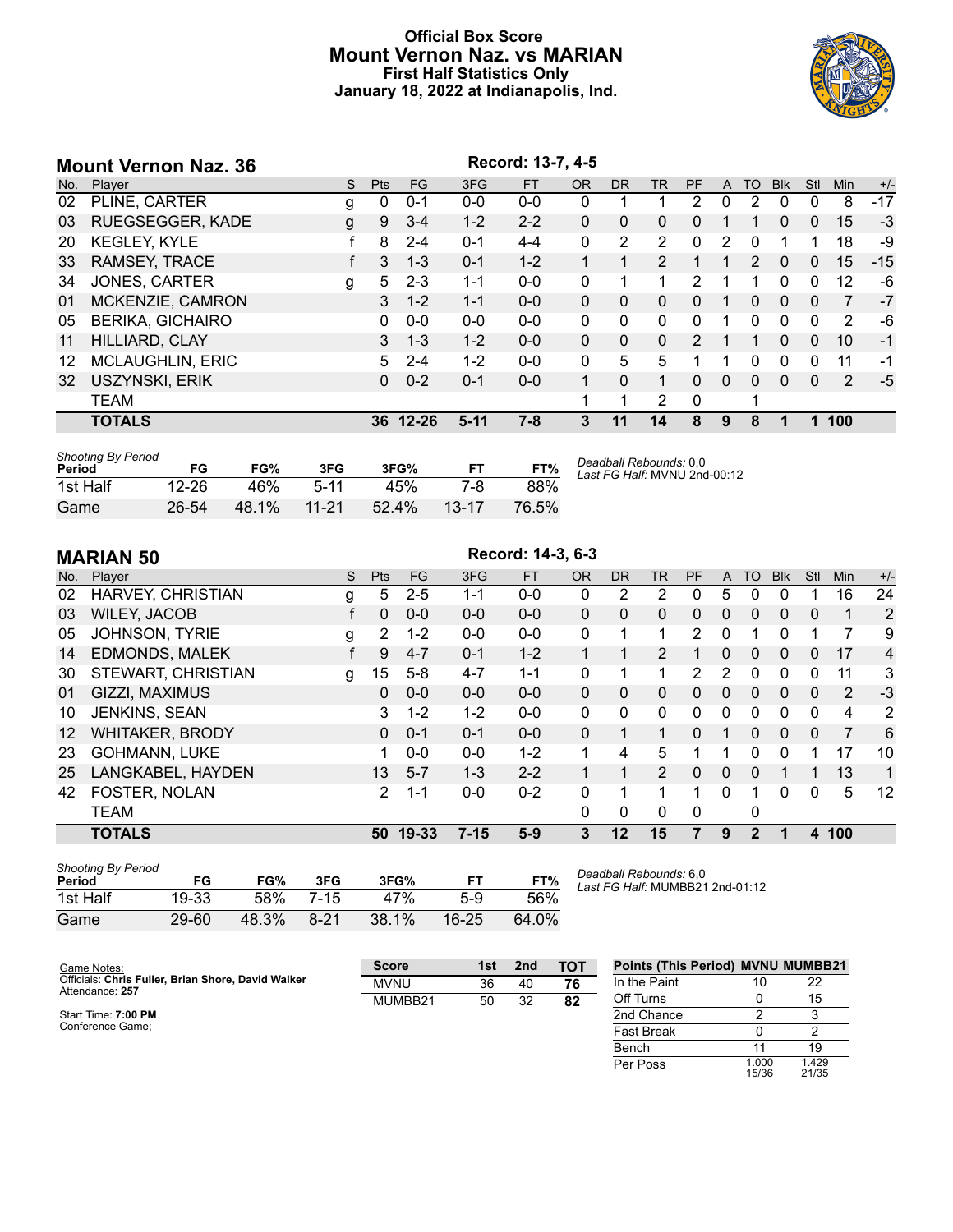# Official Box Score
# Mount Vernon Naz. vs MARIAN
## First Half Statistics Only
### January 18, 2022 at Indianapolis, Ind.

## Mount Vernon Naz. 36

Record: 13-7, 4-5

| No. | Player | S | Pts | FG | 3FG | FT | OR | DR | TR | PF | A | TO | Blk | Stl | Min | +/- |
|---|---|---|---|---|---|---|---|---|---|---|---|---|---|---|---|---|
| 02 | PLINE, CARTER | g | 0 | 0-1 | 0-0 | 0-0 | 0 | 1 | 1 | 2 | 0 | 2 | 0 | 0 | 8 | -17 |
| 03 | RUEGSEGGER, KADE | g | 9 | 3-4 | 1-2 | 2-2 | 0 | 0 | 0 | 0 | 1 | 1 | 0 | 0 | 15 | -3 |
| 20 | KEGLEY, KYLE | f | 8 | 2-4 | 0-1 | 4-4 | 0 | 2 | 2 | 0 | 2 | 0 | 1 | 1 | 18 | -9 |
| 33 | RAMSEY, TRACE | f | 3 | 1-3 | 0-1 | 1-2 | 1 | 1 | 2 | 1 | 1 | 2 | 0 | 0 | 15 | -15 |
| 34 | JONES, CARTER | g | 5 | 2-3 | 1-1 | 0-0 | 0 | 1 | 1 | 2 | 1 | 1 | 0 | 0 | 12 | -6 |
| 01 | MCKENZIE, CAMRON | | 3 | 1-2 | 1-1 | 0-0 | 0 | 0 | 0 | 0 | 1 | 0 | 0 | 0 | 7 | -7 |
| 05 | BERIKA, GICHAIRO | | 0 | 0-0 | 0-0 | 0-0 | 0 | 0 | 0 | 0 | 1 | 0 | 0 | 0 | 2 | -6 |
| 11 | HILLIARD, CLAY | | 3 | 1-3 | 1-2 | 0-0 | 0 | 0 | 0 | 2 | 1 | 1 | 0 | 0 | 10 | -1 |
| 12 | MCLAUGHLIN, ERIC | | 5 | 2-4 | 1-2 | 0-0 | 0 | 5 | 5 | 1 | 1 | 0 | 0 | 0 | 11 | -1 |
| 32 | USZYNSKI, ERIK | | 0 | 0-2 | 0-1 | 0-0 | 1 | 0 | 1 | 0 | 0 | 0 | 0 | 0 | 2 | -5 |
| | TEAM | | | | | | 1 | 1 | 2 | 0 | | 1 | | | | |
| | **TOTALS** | | **36** | **12-26** | **5-11** | **7-8** | **3** | **11** | **14** | **8** | **9** | **8** | **1** | **1** | **100** | |

| Shooting By Period Period | FG | FG% | 3FG | 3FG% | FT | FT% |
|---|---|---|---|---|---|---|
| 1st Half | 12-26 | 46% | 5-11 | 45% | 7-8 | 88% |
| Game | 26-54 | 48.1% | 11-21 | 52.4% | 13-17 | 76.5% |

*Deadball Rebounds:* 0,0
*Last FG Half:* MVNU 2nd-00:12

## MARIAN 50

Record: 14-3, 6-3

| No. | Player | S | Pts | FG | 3FG | FT | OR | DR | TR | PF | A | TO | Blk | Stl | Min | +/- |
|---|---|---|---|---|---|---|---|---|---|---|---|---|---|---|---|---|
| 02 | HARVEY, CHRISTIAN | g | 5 | 2-5 | 1-1 | 0-0 | 0 | 2 | 2 | 0 | 5 | 0 | 0 | 1 | 16 | 24 |
| 03 | WILEY, JACOB | f | 0 | 0-0 | 0-0 | 0-0 | 0 | 0 | 0 | 0 | 0 | 0 | 0 | 0 | 1 | 2 |
| 05 | JOHNSON, TYRIE | g | 2 | 1-2 | 0-0 | 0-0 | 0 | 1 | 1 | 2 | 0 | 1 | 0 | 1 | 7 | 9 |
| 14 | EDMONDS, MALEK | f | 9 | 4-7 | 0-1 | 1-2 | 1 | 1 | 2 | 1 | 0 | 0 | 0 | 0 | 17 | 4 |
| 30 | STEWART, CHRISTIAN | g | 15 | 5-8 | 4-7 | 1-1 | 0 | 1 | 1 | 2 | 2 | 0 | 0 | 0 | 11 | 3 |
| 01 | GIZZI, MAXIMUS | | 0 | 0-0 | 0-0 | 0-0 | 0 | 0 | 0 | 0 | 0 | 0 | 0 | 0 | 2 | -3 |
| 10 | JENKINS, SEAN | | 3 | 1-2 | 1-2 | 0-0 | 0 | 0 | 0 | 0 | 0 | 0 | 0 | 0 | 4 | 2 |
| 12 | WHITAKER, BRODY | | 0 | 0-1 | 0-1 | 0-0 | 0 | 1 | 1 | 0 | 1 | 0 | 0 | 0 | 7 | 6 |
| 23 | GOHMANN, LUKE | | 1 | 0-0 | 0-0 | 1-2 | 1 | 4 | 5 | 1 | 1 | 0 | 0 | 1 | 17 | 10 |
| 25 | LANGKABEL, HAYDEN | | 13 | 5-7 | 1-3 | 2-2 | 1 | 1 | 2 | 0 | 0 | 0 | 1 | 1 | 13 | 1 |
| 42 | FOSTER, NOLAN | | 2 | 1-1 | 0-0 | 0-2 | 0 | 1 | 1 | 1 | 0 | 1 | 0 | 0 | 5 | 12 |
| | TEAM | | | | | | 0 | 0 | 0 | 0 | | 0 | | | | |
| | **TOTALS** | | **50** | **19-33** | **7-15** | **5-9** | **3** | **12** | **15** | **7** | **9** | **2** | **1** | **4** | **100** | |

| Shooting By Period Period | FG | FG% | 3FG | 3FG% | FT | FT% |
|---|---|---|---|---|---|---|
| 1st Half | 19-33 | 58% | 7-15 | 47% | 5-9 | 56% |
| Game | 29-60 | 48.3% | 8-21 | 38.1% | 16-25 | 64.0% |

*Deadball Rebounds:* 6,0
*Last FG Half:* MUMBB21 2nd-01:12

Game Notes:
Officials: **Chris Fuller, Brian Shore, David Walker**
Attendance: **257**

Start Time: **7:00 PM**
Conference Game;

| Score | 1st | 2nd | TOT |
|---|---|---|---|
| MVNU | 36 | 40 | **76** |
| MUMBB21 | 50 | 32 | **82** |

| Points (This Period) | MVNU | MUMBB21 |
|---|---|---|
| In the Paint | 10 | 22 |
| Off Turns | 0 | 15 |
| 2nd Chance | 2 | 3 |
| Fast Break | 0 | 2 |
| Bench | 11 | 19 |
| Per Poss | 1.000 15/36 | 1.429 21/35 |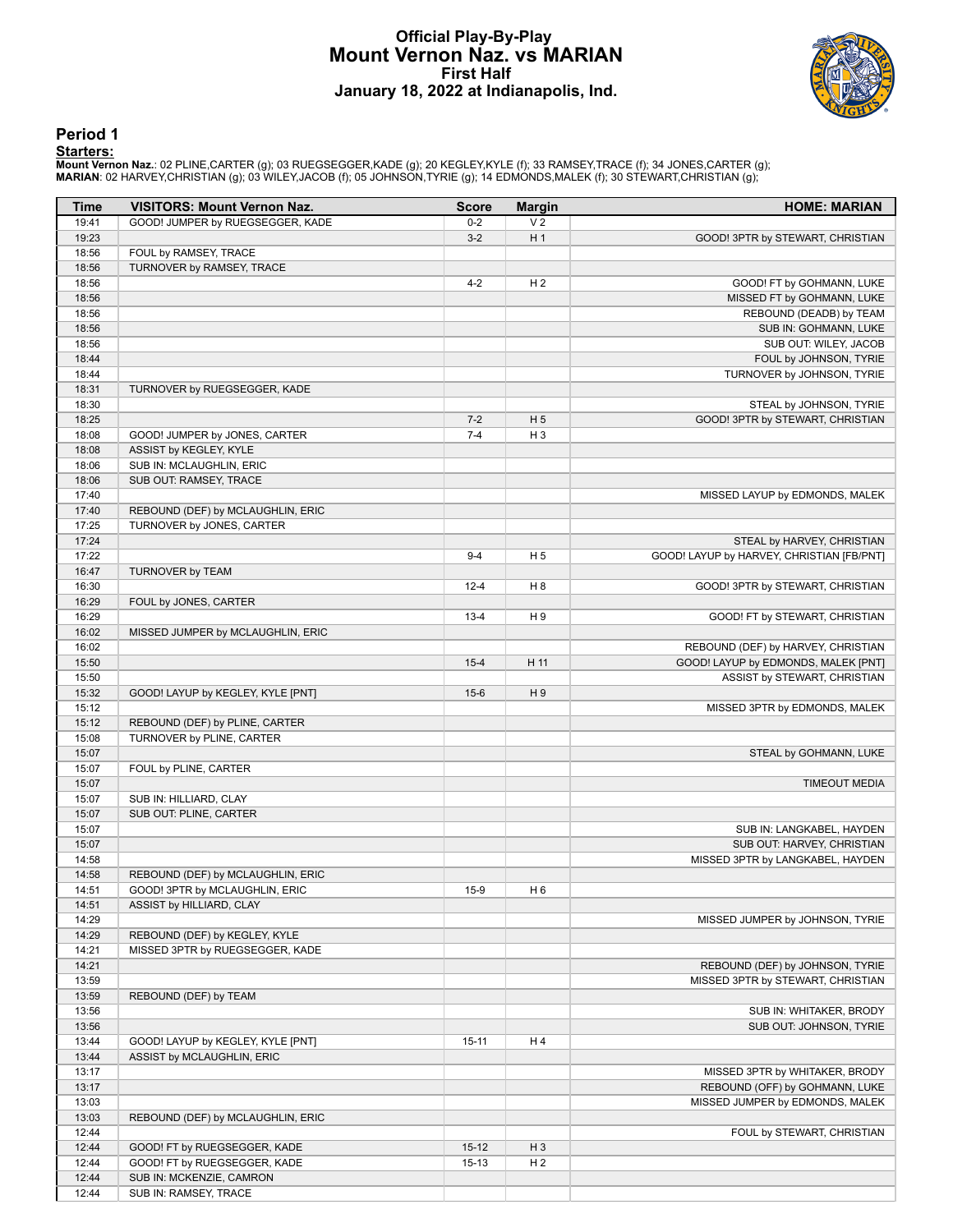# Official Play-By-Play
## Mount Vernon Naz. vs MARIAN
### First Half
### January 18, 2022 at Indianapolis, Ind.

## Period 1

**Starters:**

**Mount Vernon Naz.**: 02 PLINE,CARTER (g); 03 RUEGSEGGER,KADE (g); 20 KEGLEY,KYLE (f); 33 RAMSEY,TRACE (f); 34 JONES,CARTER (g);
**MARIAN**: 02 HARVEY,CHRISTIAN (g); 03 WILEY,JACOB (f); 05 JOHNSON,TYRIE (g); 14 EDMONDS,MALEK (f); 30 STEWART,CHRISTIAN (g);

| Time | VISITORS: Mount Vernon Naz. | Score | Margin | HOME: MARIAN |
|---|---|---|---|---|
| 19:41 | GOOD! JUMPER by RUEGSEGGER, KADE | 0-2 | V 2 | |
| 19:23 | | 3-2 | H 1 | GOOD! 3PTR by STEWART, CHRISTIAN |
| 18:56 | FOUL by RAMSEY, TRACE | | | |
| 18:56 | TURNOVER by RAMSEY, TRACE | | | |
| 18:56 | | 4-2 | H 2 | GOOD! FT by GOHMANN, LUKE |
| 18:56 | | | | MISSED FT by GOHMANN, LUKE |
| 18:56 | | | | REBOUND (DEADB) by TEAM |
| 18:56 | | | | SUB IN: GOHMANN, LUKE |
| 18:56 | | | | SUB OUT: WILEY, JACOB |
| 18:44 | | | | FOUL by JOHNSON, TYRIE |
| 18:44 | | | | TURNOVER by JOHNSON, TYRIE |
| 18:31 | TURNOVER by RUEGSEGGER, KADE | | | |
| 18:30 | | | | STEAL by JOHNSON, TYRIE |
| 18:25 | | 7-2 | H 5 | GOOD! 3PTR by STEWART, CHRISTIAN |
| 18:08 | GOOD! JUMPER by JONES, CARTER | 7-4 | H 3 | |
| 18:08 | ASSIST by KEGLEY, KYLE | | | |
| 18:06 | SUB IN: MCLAUGHLIN, ERIC | | | |
| 18:06 | SUB OUT: RAMSEY, TRACE | | | |
| 17:40 | | | | MISSED LAYUP by EDMONDS, MALEK |
| 17:40 | REBOUND (DEF) by MCLAUGHLIN, ERIC | | | |
| 17:25 | TURNOVER by JONES, CARTER | | | |
| 17:24 | | | | STEAL by HARVEY, CHRISTIAN |
| 17:22 | | 9-4 | H 5 | GOOD! LAYUP by HARVEY, CHRISTIAN [FB/PNT] |
| 16:47 | TURNOVER by TEAM | | | |
| 16:30 | | 12-4 | H 8 | GOOD! 3PTR by STEWART, CHRISTIAN |
| 16:29 | FOUL by JONES, CARTER | | | |
| 16:29 | | 13-4 | H 9 | GOOD! FT by STEWART, CHRISTIAN |
| 16:02 | MISSED JUMPER by MCLAUGHLIN, ERIC | | | |
| 16:02 | | | | REBOUND (DEF) by HARVEY, CHRISTIAN |
| 15:50 | | 15-4 | H 11 | GOOD! LAYUP by EDMONDS, MALEK [PNT] |
| 15:50 | | | | ASSIST by STEWART, CHRISTIAN |
| 15:32 | GOOD! LAYUP by KEGLEY, KYLE [PNT] | 15-6 | H 9 | |
| 15:12 | | | | MISSED 3PTR by EDMONDS, MALEK |
| 15:12 | REBOUND (DEF) by PLINE, CARTER | | | |
| 15:08 | TURNOVER by PLINE, CARTER | | | |
| 15:07 | | | | STEAL by GOHMANN, LUKE |
| 15:07 | FOUL by PLINE, CARTER | | | |
| 15:07 | | | | TIMEOUT MEDIA |
| 15:07 | SUB IN: HILLIARD, CLAY | | | |
| 15:07 | SUB OUT: PLINE, CARTER | | | |
| 15:07 | | | | SUB IN: LANGKABEL, HAYDEN |
| 15:07 | | | | SUB OUT: HARVEY, CHRISTIAN |
| 14:58 | | | | MISSED 3PTR by LANGKABEL, HAYDEN |
| 14:58 | REBOUND (DEF) by MCLAUGHLIN, ERIC | | | |
| 14:51 | GOOD! 3PTR by MCLAUGHLIN, ERIC | 15-9 | H 6 | |
| 14:51 | ASSIST by HILLIARD, CLAY | | | |
| 14:29 | | | | MISSED JUMPER by JOHNSON, TYRIE |
| 14:29 | REBOUND (DEF) by KEGLEY, KYLE | | | |
| 14:21 | MISSED 3PTR by RUEGSEGGER, KADE | | | |
| 14:21 | | | | REBOUND (DEF) by JOHNSON, TYRIE |
| 13:59 | | | | MISSED 3PTR by STEWART, CHRISTIAN |
| 13:59 | REBOUND (DEF) by TEAM | | | |
| 13:56 | | | | SUB IN: WHITAKER, BRODY |
| 13:56 | | | | SUB OUT: JOHNSON, TYRIE |
| 13:44 | GOOD! LAYUP by KEGLEY, KYLE [PNT] | 15-11 | H 4 | |
| 13:44 | ASSIST by MCLAUGHLIN, ERIC | | | |
| 13:17 | | | | MISSED 3PTR by WHITAKER, BRODY |
| 13:17 | | | | REBOUND (OFF) by GOHMANN, LUKE |
| 13:03 | | | | MISSED JUMPER by EDMONDS, MALEK |
| 13:03 | REBOUND (DEF) by MCLAUGHLIN, ERIC | | | |
| 12:44 | | | | FOUL by STEWART, CHRISTIAN |
| 12:44 | GOOD! FT by RUEGSEGGER, KADE | 15-12 | H 3 | |
| 12:44 | GOOD! FT by RUEGSEGGER, KADE | 15-13 | H 2 | |
| 12:44 | SUB IN: MCKENZIE, CAMRON | | | |
| 12:44 | SUB IN: RAMSEY, TRACE | | | |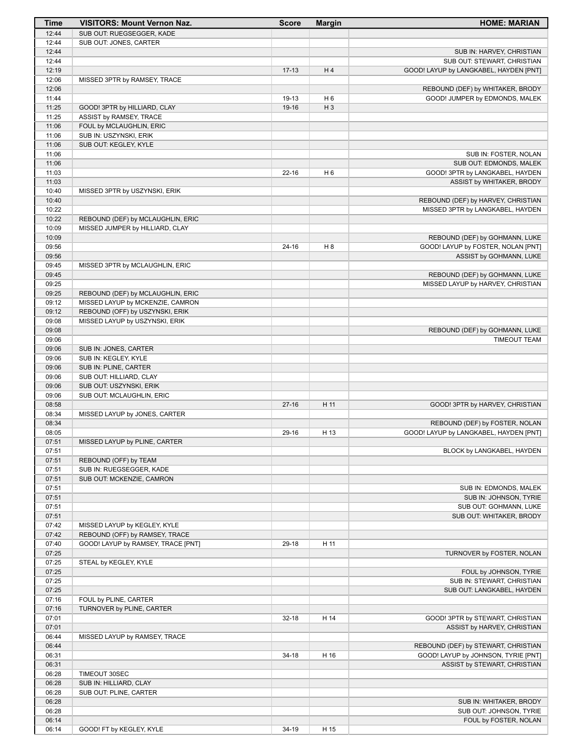| Time | VISITORS: Mount Vernon Naz. | Score | Margin | HOME: MARIAN |
|---|---|---|---|---|
| 12:44 | SUB OUT: RUEGSEGGER, KADE | | | |
| 12:44 | SUB OUT: JONES, CARTER | | | |
| 12:44 | | | | SUB IN: HARVEY, CHRISTIAN |
| 12:44 | | | | SUB OUT: STEWART, CHRISTIAN |
| 12:19 | | 17-13 | H 4 | GOOD! LAYUP by LANGKABEL, HAYDEN [PNT] |
| 12:06 | MISSED 3PTR by RAMSEY, TRACE | | | |
| 12:06 | | | | REBOUND (DEF) by WHITAKER, BRODY |
| 11:44 | | 19-13 | H 6 | GOOD! JUMPER by EDMONDS, MALEK |
| 11:25 | GOOD! 3PTR by HILLIARD, CLAY | 19-16 | H 3 | |
| 11:25 | ASSIST by RAMSEY, TRACE | | | |
| 11:06 | FOUL by MCLAUGHLIN, ERIC | | | |
| 11:06 | SUB IN: USZYNSKI, ERIK | | | |
| 11:06 | SUB OUT: KEGLEY, KYLE | | | |
| 11:06 | | | | SUB IN: FOSTER, NOLAN |
| 11:06 | | | | SUB OUT: EDMONDS, MALEK |
| 11:03 | | 22-16 | H 6 | GOOD! 3PTR by LANGKABEL, HAYDEN |
| 11:03 | | | | ASSIST by WHITAKER, BRODY |
| 10:40 | MISSED 3PTR by USZYNSKI, ERIK | | | |
| 10:40 | | | | REBOUND (DEF) by HARVEY, CHRISTIAN |
| 10:22 | | | | MISSED 3PTR by LANGKABEL, HAYDEN |
| 10:22 | REBOUND (DEF) by MCLAUGHLIN, ERIC | | | |
| 10:09 | MISSED JUMPER by HILLIARD, CLAY | | | |
| 10:09 | | | | REBOUND (DEF) by GOHMANN, LUKE |
| 09:56 | | 24-16 | H 8 | GOOD! LAYUP by FOSTER, NOLAN [PNT] |
| 09:56 | | | | ASSIST by GOHMANN, LUKE |
| 09:45 | MISSED 3PTR by MCLAUGHLIN, ERIC | | | |
| 09:45 | | | | REBOUND (DEF) by GOHMANN, LUKE |
| 09:25 | | | | MISSED LAYUP by HARVEY, CHRISTIAN |
| 09:25 | REBOUND (DEF) by MCLAUGHLIN, ERIC | | | |
| 09:12 | MISSED LAYUP by MCKENZIE, CAMRON | | | |
| 09:12 | REBOUND (OFF) by USZYNSKI, ERIK | | | |
| 09:08 | MISSED LAYUP by USZYNSKI, ERIK | | | |
| 09:08 | | | | REBOUND (DEF) by GOHMANN, LUKE |
| 09:06 | | | | TIMEOUT TEAM |
| 09:06 | SUB IN: JONES, CARTER | | | |
| 09:06 | SUB IN: KEGLEY, KYLE | | | |
| 09:06 | SUB IN: PLINE, CARTER | | | |
| 09:06 | SUB OUT: HILLIARD, CLAY | | | |
| 09:06 | SUB OUT: USZYNSKI, ERIK | | | |
| 09:06 | SUB OUT: MCLAUGHLIN, ERIC | | | |
| 08:58 | | 27-16 | H 11 | GOOD! 3PTR by HARVEY, CHRISTIAN |
| 08:34 | MISSED LAYUP by JONES, CARTER | | | |
| 08:34 | | | | REBOUND (DEF) by FOSTER, NOLAN |
| 08:05 | | 29-16 | H 13 | GOOD! LAYUP by LANGKABEL, HAYDEN [PNT] |
| 07:51 | MISSED LAYUP by PLINE, CARTER | | | |
| 07:51 | | | | BLOCK by LANGKABEL, HAYDEN |
| 07:51 | REBOUND (OFF) by TEAM | | | |
| 07:51 | SUB IN: RUEGSEGGER, KADE | | | |
| 07:51 | SUB OUT: MCKENZIE, CAMRON | | | |
| 07:51 | | | | SUB IN: EDMONDS, MALEK |
| 07:51 | | | | SUB IN: JOHNSON, TYRIE |
| 07:51 | | | | SUB OUT: GOHMANN, LUKE |
| 07:51 | | | | SUB OUT: WHITAKER, BRODY |
| 07:42 | MISSED LAYUP by KEGLEY, KYLE | | | |
| 07:42 | REBOUND (OFF) by RAMSEY, TRACE | | | |
| 07:40 | GOOD! LAYUP by RAMSEY, TRACE [PNT] | 29-18 | H 11 | |
| 07:25 | | | | TURNOVER by FOSTER, NOLAN |
| 07:25 | STEAL by KEGLEY, KYLE | | | |
| 07:25 | | | | FOUL by JOHNSON, TYRIE |
| 07:25 | | | | SUB IN: STEWART, CHRISTIAN |
| 07:25 | | | | SUB OUT: LANGKABEL, HAYDEN |
| 07:16 | FOUL by PLINE, CARTER | | | |
| 07:16 | TURNOVER by PLINE, CARTER | | | |
| 07:01 | | 32-18 | H 14 | GOOD! 3PTR by STEWART, CHRISTIAN |
| 07:01 | | | | ASSIST by HARVEY, CHRISTIAN |
| 06:44 | MISSED LAYUP by RAMSEY, TRACE | | | |
| 06:44 | | | | REBOUND (DEF) by STEWART, CHRISTIAN |
| 06:31 | | 34-18 | H 16 | GOOD! LAYUP by JOHNSON, TYRIE [PNT] |
| 06:31 | | | | ASSIST by STEWART, CHRISTIAN |
| 06:28 | TIMEOUT 30SEC | | | |
| 06:28 | SUB IN: HILLIARD, CLAY | | | |
| 06:28 | SUB OUT: PLINE, CARTER | | | |
| 06:28 | | | | SUB IN: WHITAKER, BRODY |
| 06:28 | | | | SUB OUT: JOHNSON, TYRIE |
| 06:14 | | | | FOUL by FOSTER, NOLAN |
| 06:14 | GOOD! FT by KEGLEY, KYLE | 34-19 | H 15 | |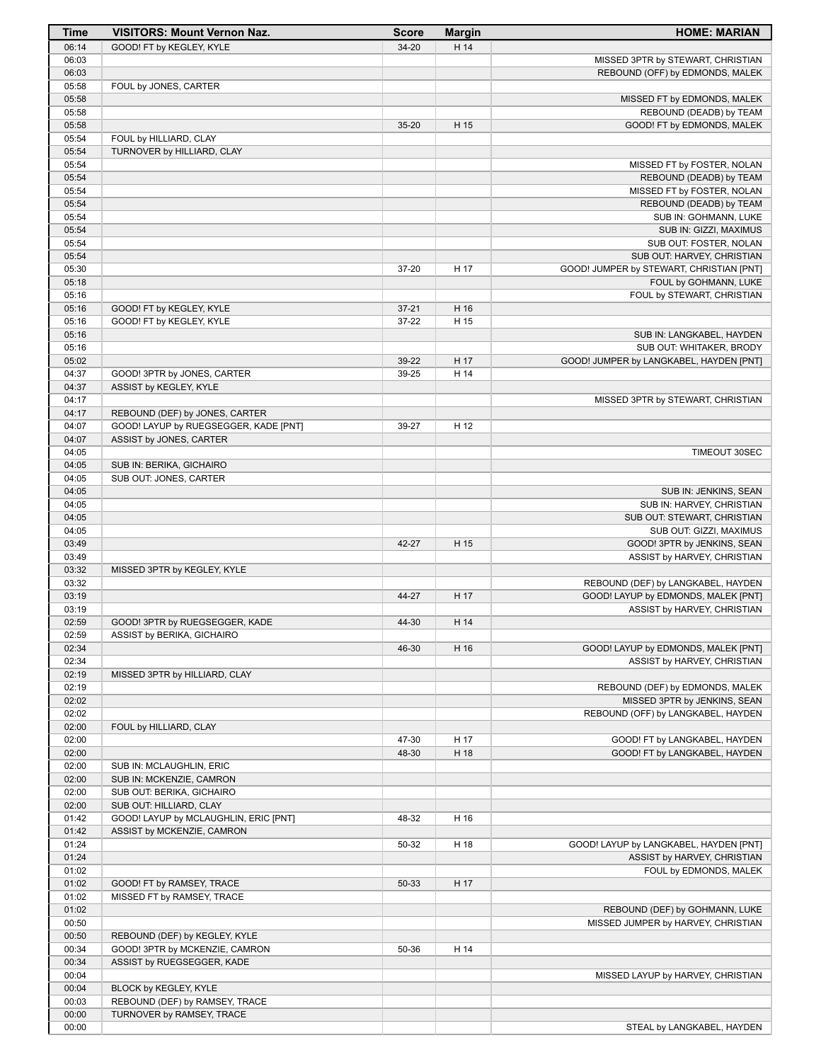| Time | VISITORS: Mount Vernon Naz. | Score | Margin | HOME: MARIAN |
|---|---|---|---|---|
| 06:14 | GOOD! FT by KEGLEY, KYLE | 34-20 | H 14 | |
| 06:03 | | | | MISSED 3PTR by STEWART, CHRISTIAN |
| 06:03 | | | | REBOUND (OFF) by EDMONDS, MALEK |
| 05:58 | FOUL by JONES, CARTER | | | |
| 05:58 | | | | MISSED FT by EDMONDS, MALEK |
| 05:58 | | | | REBOUND (DEADB) by TEAM |
| 05:58 | | 35-20 | H 15 | GOOD! FT by EDMONDS, MALEK |
| 05:54 | FOUL by HILLIARD, CLAY | | | |
| 05:54 | TURNOVER by HILLIARD, CLAY | | | |
| 05:54 | | | | MISSED FT by FOSTER, NOLAN |
| 05:54 | | | | REBOUND (DEADB) by TEAM |
| 05:54 | | | | MISSED FT by FOSTER, NOLAN |
| 05:54 | | | | REBOUND (DEADB) by TEAM |
| 05:54 | | | | SUB IN: GOHMANN, LUKE |
| 05:54 | | | | SUB IN: GIZZI, MAXIMUS |
| 05:54 | | | | SUB OUT: FOSTER, NOLAN |
| 05:54 | | | | SUB OUT: HARVEY, CHRISTIAN |
| 05:30 | | 37-20 | H 17 | GOOD! JUMPER by STEWART, CHRISTIAN [PNT] |
| 05:18 | | | | FOUL by GOHMANN, LUKE |
| 05:16 | | | | FOUL by STEWART, CHRISTIAN |
| 05:16 | GOOD! FT by KEGLEY, KYLE | 37-21 | H 16 | |
| 05:16 | GOOD! FT by KEGLEY, KYLE | 37-22 | H 15 | |
| 05:16 | | | | SUB IN: LANGKABEL, HAYDEN |
| 05:16 | | | | SUB OUT: WHITAKER, BRODY |
| 05:02 | | 39-22 | H 17 | GOOD! JUMPER by LANGKABEL, HAYDEN [PNT] |
| 04:37 | GOOD! 3PTR by JONES, CARTER | 39-25 | H 14 | |
| 04:37 | ASSIST by KEGLEY, KYLE | | | |
| 04:17 | | | | MISSED 3PTR by STEWART, CHRISTIAN |
| 04:17 | REBOUND (DEF) by JONES, CARTER | | | |
| 04:07 | GOOD! LAYUP by RUEGSEGGER, KADE [PNT] | 39-27 | H 12 | |
| 04:07 | ASSIST by JONES, CARTER | | | |
| 04:05 | | | | TIMEOUT 30SEC |
| 04:05 | SUB IN: BERIKA, GICHAIRO | | | |
| 04:05 | SUB OUT: JONES, CARTER | | | |
| 04:05 | | | | SUB IN: JENKINS, SEAN |
| 04:05 | | | | SUB IN: HARVEY, CHRISTIAN |
| 04:05 | | | | SUB OUT: STEWART, CHRISTIAN |
| 04:05 | | | | SUB OUT: GIZZI, MAXIMUS |
| 03:49 | | 42-27 | H 15 | GOOD! 3PTR by JENKINS, SEAN |
| 03:49 | | | | ASSIST by HARVEY, CHRISTIAN |
| 03:32 | MISSED 3PTR by KEGLEY, KYLE | | | |
| 03:32 | | | | REBOUND (DEF) by LANGKABEL, HAYDEN |
| 03:19 | | 44-27 | H 17 | GOOD! LAYUP by EDMONDS, MALEK [PNT] |
| 03:19 | | | | ASSIST by HARVEY, CHRISTIAN |
| 02:59 | GOOD! 3PTR by RUEGSEGGER, KADE | 44-30 | H 14 | |
| 02:59 | ASSIST by BERIKA, GICHAIRO | | | |
| 02:34 | | 46-30 | H 16 | GOOD! LAYUP by EDMONDS, MALEK [PNT] |
| 02:34 | | | | ASSIST by HARVEY, CHRISTIAN |
| 02:19 | MISSED 3PTR by HILLIARD, CLAY | | | |
| 02:19 | | | | REBOUND (DEF) by EDMONDS, MALEK |
| 02:02 | | | | MISSED 3PTR by JENKINS, SEAN |
| 02:02 | | | | REBOUND (OFF) by LANGKABEL, HAYDEN |
| 02:00 | FOUL by HILLIARD, CLAY | | | |
| 02:00 | | 47-30 | H 17 | GOOD! FT by LANGKABEL, HAYDEN |
| 02:00 | | 48-30 | H 18 | GOOD! FT by LANGKABEL, HAYDEN |
| 02:00 | SUB IN: MCLAUGHLIN, ERIC | | | |
| 02:00 | SUB IN: MCKENZIE, CAMRON | | | |
| 02:00 | SUB OUT: BERIKA, GICHAIRO | | | |
| 02:00 | SUB OUT: HILLIARD, CLAY | | | |
| 01:42 | GOOD! LAYUP by MCLAUGHLIN, ERIC [PNT] | 48-32 | H 16 | |
| 01:42 | ASSIST by MCKENZIE, CAMRON | | | |
| 01:24 | | 50-32 | H 18 | GOOD! LAYUP by LANGKABEL, HAYDEN [PNT] |
| 01:24 | | | | ASSIST by HARVEY, CHRISTIAN |
| 01:02 | | | | FOUL by EDMONDS, MALEK |
| 01:02 | GOOD! FT by RAMSEY, TRACE | 50-33 | H 17 | |
| 01:02 | MISSED FT by RAMSEY, TRACE | | | |
| 01:02 | | | | REBOUND (DEF) by GOHMANN, LUKE |
| 00:50 | | | | MISSED JUMPER by HARVEY, CHRISTIAN |
| 00:50 | REBOUND (DEF) by KEGLEY, KYLE | | | |
| 00:34 | GOOD! 3PTR by MCKENZIE, CAMRON | 50-36 | H 14 | |
| 00:34 | ASSIST by RUEGSEGGER, KADE | | | |
| 00:04 | | | | MISSED LAYUP by HARVEY, CHRISTIAN |
| 00:04 | BLOCK by KEGLEY, KYLE | | | |
| 00:03 | REBOUND (DEF) by RAMSEY, TRACE | | | |
| 00:00 | TURNOVER by RAMSEY, TRACE | | | |
| 00:00 | | | | STEAL by LANGKABEL, HAYDEN |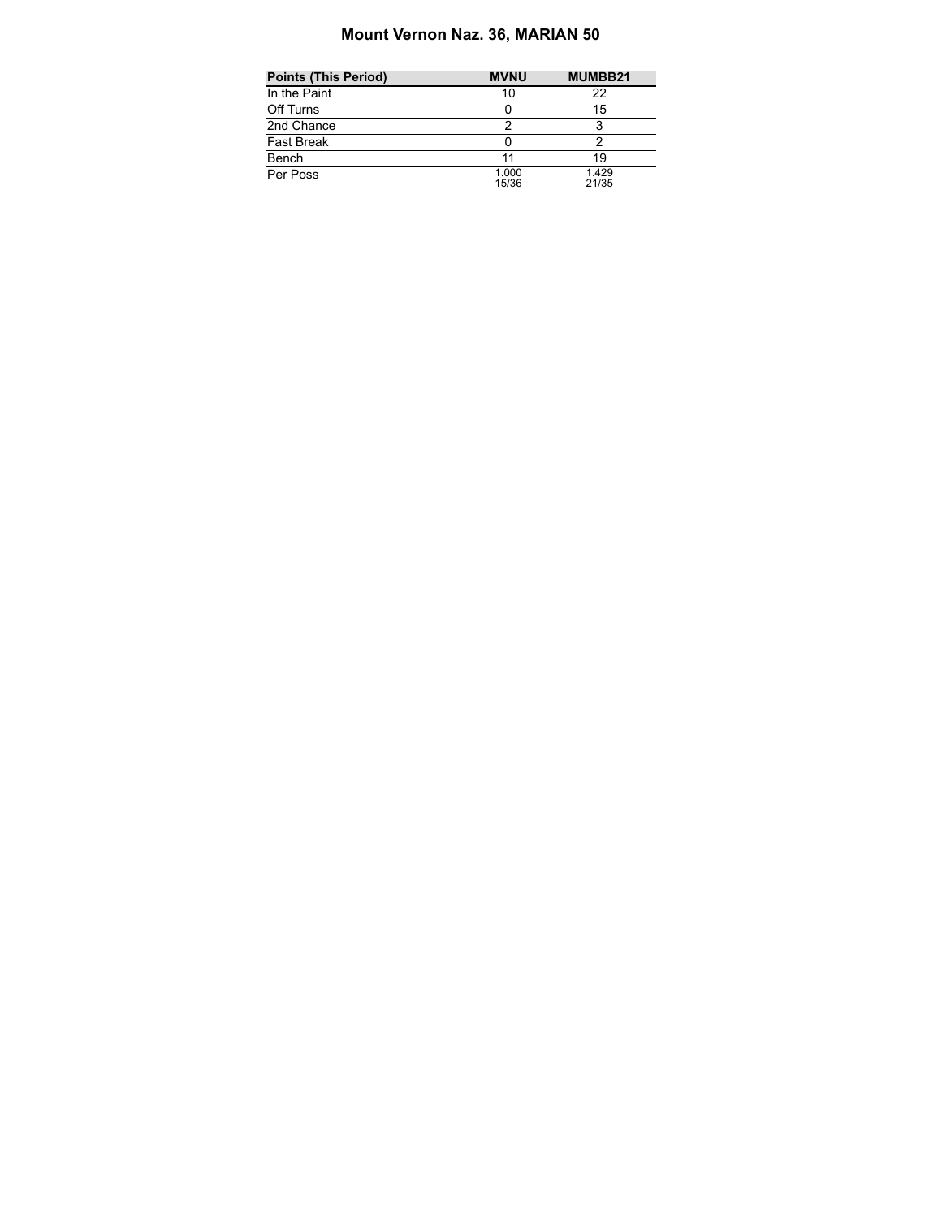# Mount Vernon Naz. 36, MARIAN 50

| Points (This Period) | MVNU | MUMBB21 |
|---|---|---|
| In the Paint | 10 | 22 |
| Off Turns | 0 | 15 |
| 2nd Chance | 2 | 3 |
| Fast Break | 0 | 2 |
| Bench | 11 | 19 |
| Per Poss | 1.000 15/36 | 1.429 21/35 |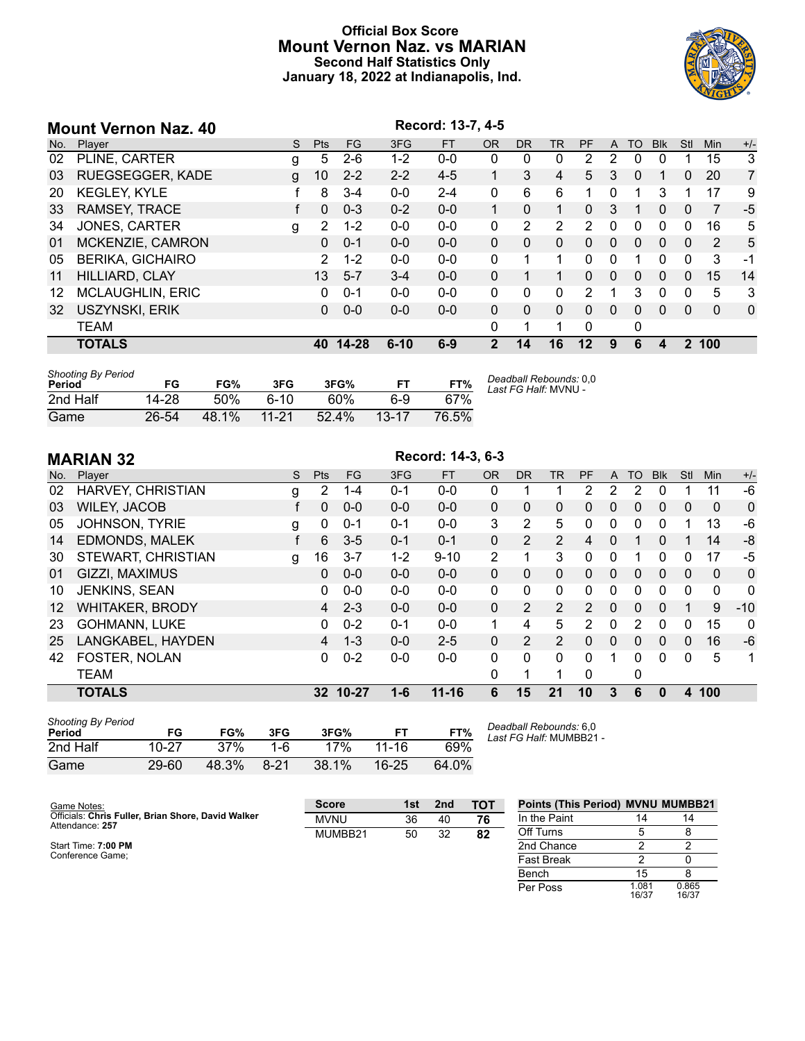# Official Box Score
## Mount Vernon Naz. vs MARIAN
### Second Half Statistics Only
### January 18, 2022 at Indianapolis, Ind.

## Mount Vernon Naz. 40

Record: 13-7, 4-5

| No. | Player | S | Pts | FG | 3FG | FT | OR | DR | TR | PF | A | TO | Blk | Stl | Min | +/- |
|---|---|---|---|---|---|---|---|---|---|---|---|---|---|---|---|---|
| 02 | PLINE, CARTER | g | 5 | 2-6 | 1-2 | 0-0 | 0 | 0 | 0 | 2 | 2 | 0 | 0 | 1 | 15 | 3 |
| 03 | RUEGSEGGER, KADE | g | 10 | 2-2 | 2-2 | 4-5 | 1 | 3 | 4 | 5 | 3 | 0 | 1 | 0 | 20 | 7 |
| 20 | KEGLEY, KYLE | f | 8 | 3-4 | 0-0 | 2-4 | 0 | 6 | 6 | 1 | 0 | 1 | 3 | 1 | 17 | 9 |
| 33 | RAMSEY, TRACE | f | 0 | 0-3 | 0-2 | 0-0 | 1 | 0 | 1 | 0 | 3 | 1 | 0 | 0 | 7 | -5 |
| 34 | JONES, CARTER | g | 2 | 1-2 | 0-0 | 0-0 | 0 | 2 | 2 | 2 | 0 | 0 | 0 | 0 | 16 | 5 |
| 01 | MCKENZIE, CAMRON | | 0 | 0-1 | 0-0 | 0-0 | 0 | 0 | 0 | 0 | 0 | 0 | 0 | 0 | 2 | 5 |
| 05 | BERIKA, GICHAIRO | | 2 | 1-2 | 0-0 | 0-0 | 0 | 1 | 1 | 0 | 0 | 1 | 0 | 0 | 3 | -1 |
| 11 | HILLIARD, CLAY | | 13 | 5-7 | 3-4 | 0-0 | 0 | 1 | 1 | 0 | 0 | 0 | 0 | 0 | 15 | 14 |
| 12 | MCLAUGHLIN, ERIC | | 0 | 0-1 | 0-0 | 0-0 | 0 | 0 | 0 | 2 | 1 | 3 | 0 | 0 | 5 | 3 |
| 32 | USZYNSKI, ERIK | | 0 | 0-0 | 0-0 | 0-0 | 0 | 0 | 0 | 0 | 0 | 0 | 0 | 0 | 0 | 0 |
| | TEAM | | | | | | 0 | 1 | 1 | 0 | | 0 | | | | |
| | **TOTALS** | | **40** | **14-28** | **6-10** | **6-9** | **2** | **14** | **16** | **12** | **9** | **6** | **4** | **2** | **100** | |

| Shooting By Period Period | FG | FG% | 3FG | 3FG% | FT | FT% |
|---|---|---|---|---|---|---|
| 2nd Half | 14-28 | 50% | 6-10 | 60% | 6-9 | 67% |
| Game | 26-54 | 48.1% | 11-21 | 52.4% | 13-17 | 76.5% |

*Deadball Rebounds:* 0,0
*Last FG Half:* MVNU -

## MARIAN 32

Record: 14-3, 6-3

| No. | Player | S | Pts | FG | 3FG | FT | OR | DR | TR | PF | A | TO | Blk | Stl | Min | +/- |
|---|---|---|---|---|---|---|---|---|---|---|---|---|---|---|---|---|
| 02 | HARVEY, CHRISTIAN | g | 2 | 1-4 | 0-1 | 0-0 | 0 | 1 | 1 | 2 | 2 | 2 | 0 | 1 | 11 | -6 |
| 03 | WILEY, JACOB | f | 0 | 0-0 | 0-0 | 0-0 | 0 | 0 | 0 | 0 | 0 | 0 | 0 | 0 | 0 | 0 |
| 05 | JOHNSON, TYRIE | g | 0 | 0-1 | 0-1 | 0-0 | 3 | 2 | 5 | 0 | 0 | 0 | 0 | 1 | 13 | -6 |
| 14 | EDMONDS, MALEK | f | 6 | 3-5 | 0-1 | 0-1 | 0 | 2 | 2 | 4 | 0 | 1 | 0 | 1 | 14 | -8 |
| 30 | STEWART, CHRISTIAN | g | 16 | 3-7 | 1-2 | 9-10 | 2 | 1 | 3 | 0 | 0 | 1 | 0 | 0 | 17 | -5 |
| 01 | GIZZI, MAXIMUS | | 0 | 0-0 | 0-0 | 0-0 | 0 | 0 | 0 | 0 | 0 | 0 | 0 | 0 | 0 | 0 |
| 10 | JENKINS, SEAN | | 0 | 0-0 | 0-0 | 0-0 | 0 | 0 | 0 | 0 | 0 | 0 | 0 | 0 | 0 | 0 |
| 12 | WHITAKER, BRODY | | 4 | 2-3 | 0-0 | 0-0 | 0 | 2 | 2 | 2 | 0 | 0 | 0 | 1 | 9 | -10 |
| 23 | GOHMANN, LUKE | | 0 | 0-2 | 0-1 | 0-0 | 1 | 4 | 5 | 2 | 0 | 2 | 0 | 0 | 15 | 0 |
| 25 | LANGKABEL, HAYDEN | | 4 | 1-3 | 0-0 | 2-5 | 0 | 2 | 2 | 0 | 0 | 0 | 0 | 0 | 16 | -6 |
| 42 | FOSTER, NOLAN | | 0 | 0-2 | 0-0 | 0-0 | 0 | 0 | 0 | 0 | 1 | 0 | 0 | 0 | 5 | 1 |
| | TEAM | | | | | | 0 | 1 | 1 | 0 | | 0 | | | | |
| | **TOTALS** | | **32** | **10-27** | **1-6** | **11-16** | **6** | **15** | **21** | **10** | **3** | **6** | **0** | **4** | **100** | |

| Shooting By Period Period | FG | FG% | 3FG | 3FG% | FT | FT% |
|---|---|---|---|---|---|---|
| 2nd Half | 10-27 | 37% | 1-6 | 17% | 11-16 | 69% |
| Game | 29-60 | 48.3% | 8-21 | 38.1% | 16-25 | 64.0% |

*Deadball Rebounds:* 6,0
*Last FG Half:* MUMBB21 -

Game Notes:
Officials: **Chris Fuller, Brian Shore, David Walker**
Attendance: **257**

Start Time: **7:00 PM**
Conference Game;

| Score | 1st | 2nd | TOT |
|---|---|---|---|
| MVNU | 36 | 40 | **76** |
| MUMBB21 | 50 | 32 | **82** |

| Points (This Period) | MVNU | MUMBB21 |
|---|---|---|
| In the Paint | 14 | 14 |
| Off Turns | 5 | 8 |
| 2nd Chance | 2 | 2 |
| Fast Break | 2 | 0 |
| Bench | 15 | 8 |
| Per Poss | 1.081 16/37 | 0.865 16/37 |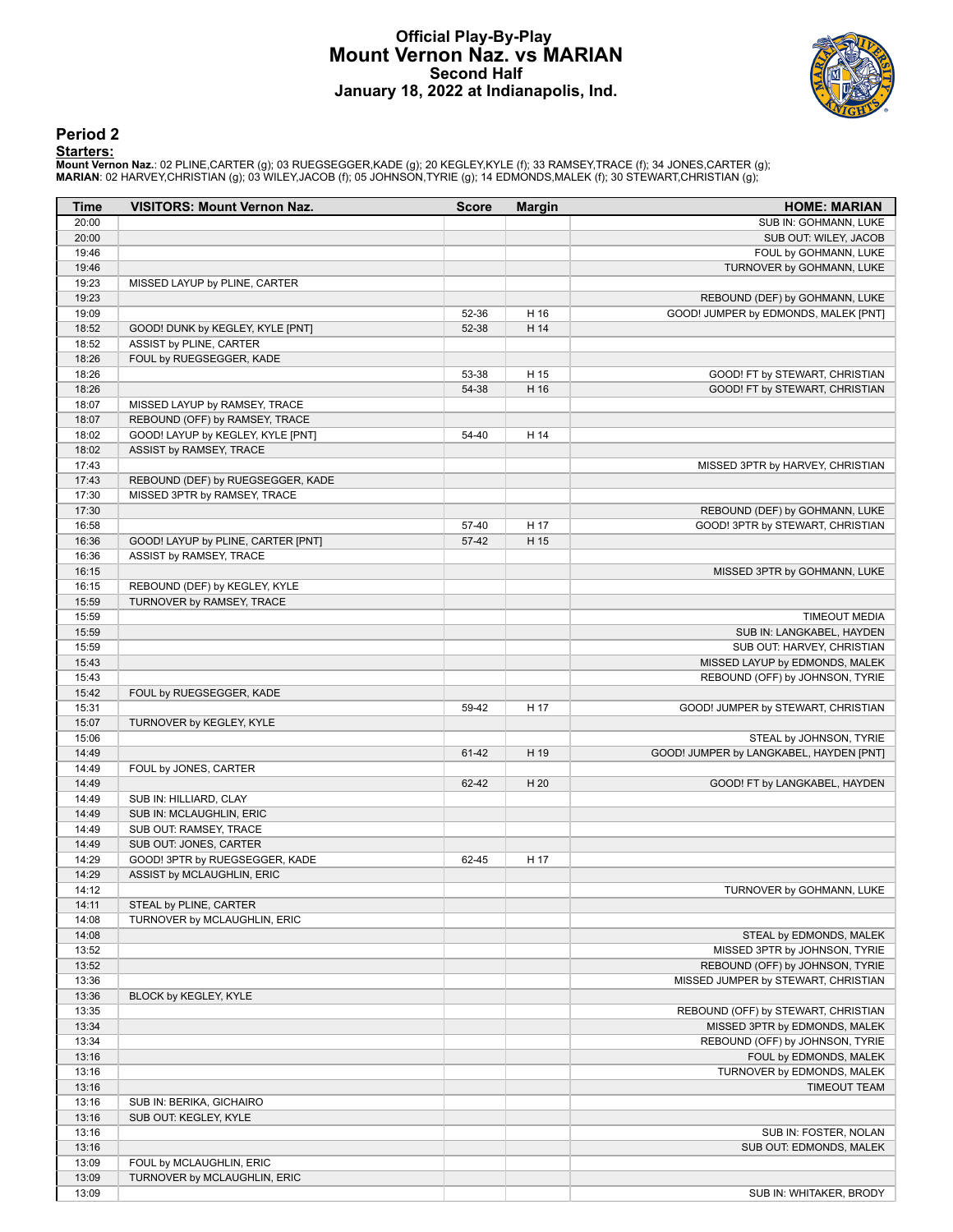# Official Play-By-Play
## Mount Vernon Naz. vs MARIAN
### Second Half
### January 18, 2022 at Indianapolis, Ind.

## Period 2

**Starters:**

**Mount Vernon Naz.**: 02 PLINE,CARTER (g); 03 RUEGSEGGER,KADE (g); 20 KEGLEY,KYLE (f); 33 RAMSEY,TRACE (f); 34 JONES,CARTER (g);
**MARIAN**: 02 HARVEY,CHRISTIAN (g); 03 WILEY,JACOB (f); 05 JOHNSON,TYRIE (g); 14 EDMONDS,MALEK (f); 30 STEWART,CHRISTIAN (g);

| Time | VISITORS: Mount Vernon Naz. | Score | Margin | HOME: MARIAN |
|---|---|---|---|---|
| 20:00 | | | | SUB IN: GOHMANN, LUKE |
| 20:00 | | | | SUB OUT: WILEY, JACOB |
| 19:46 | | | | FOUL by GOHMANN, LUKE |
| 19:46 | | | | TURNOVER by GOHMANN, LUKE |
| 19:23 | MISSED LAYUP by PLINE, CARTER | | | |
| 19:23 | | | | REBOUND (DEF) by GOHMANN, LUKE |
| 19:09 | | 52-36 | H 16 | GOOD! JUMPER by EDMONDS, MALEK [PNT] |
| 18:52 | GOOD! DUNK by KEGLEY, KYLE [PNT] | 52-38 | H 14 | |
| 18:52 | ASSIST by PLINE, CARTER | | | |
| 18:26 | FOUL by RUEGSEGGER, KADE | | | |
| 18:26 | | 53-38 | H 15 | GOOD! FT by STEWART, CHRISTIAN |
| 18:26 | | 54-38 | H 16 | GOOD! FT by STEWART, CHRISTIAN |
| 18:07 | MISSED LAYUP by RAMSEY, TRACE | | | |
| 18:07 | REBOUND (OFF) by RAMSEY, TRACE | | | |
| 18:02 | GOOD! LAYUP by KEGLEY, KYLE [PNT] | 54-40 | H 14 | |
| 18:02 | ASSIST by RAMSEY, TRACE | | | |
| 17:43 | | | | MISSED 3PTR by HARVEY, CHRISTIAN |
| 17:43 | REBOUND (DEF) by RUEGSEGGER, KADE | | | |
| 17:30 | MISSED 3PTR by RAMSEY, TRACE | | | |
| 17:30 | | | | REBOUND (DEF) by GOHMANN, LUKE |
| 16:58 | | 57-40 | H 17 | GOOD! 3PTR by STEWART, CHRISTIAN |
| 16:36 | GOOD! LAYUP by PLINE, CARTER [PNT] | 57-42 | H 15 | |
| 16:36 | ASSIST by RAMSEY, TRACE | | | |
| 16:15 | | | | MISSED 3PTR by GOHMANN, LUKE |
| 16:15 | REBOUND (DEF) by KEGLEY, KYLE | | | |
| 15:59 | TURNOVER by RAMSEY, TRACE | | | |
| 15:59 | | | | TIMEOUT MEDIA |
| 15:59 | | | | SUB IN: LANGKABEL, HAYDEN |
| 15:59 | | | | SUB OUT: HARVEY, CHRISTIAN |
| 15:43 | | | | MISSED LAYUP by EDMONDS, MALEK |
| 15:43 | | | | REBOUND (OFF) by JOHNSON, TYRIE |
| 15:42 | FOUL by RUEGSEGGER, KADE | | | |
| 15:31 | | 59-42 | H 17 | GOOD! JUMPER by STEWART, CHRISTIAN |
| 15:07 | TURNOVER by KEGLEY, KYLE | | | |
| 15:06 | | | | STEAL by JOHNSON, TYRIE |
| 14:49 | | 61-42 | H 19 | GOOD! JUMPER by LANGKABEL, HAYDEN [PNT] |
| 14:49 | FOUL by JONES, CARTER | | | |
| 14:49 | | 62-42 | H 20 | GOOD! FT by LANGKABEL, HAYDEN |
| 14:49 | SUB IN: HILLIARD, CLAY | | | |
| 14:49 | SUB IN: MCLAUGHLIN, ERIC | | | |
| 14:49 | SUB OUT: RAMSEY, TRACE | | | |
| 14:49 | SUB OUT: JONES, CARTER | | | |
| 14:29 | GOOD! 3PTR by RUEGSEGGER, KADE | 62-45 | H 17 | |
| 14:29 | ASSIST by MCLAUGHLIN, ERIC | | | |
| 14:12 | | | | TURNOVER by GOHMANN, LUKE |
| 14:11 | STEAL by PLINE, CARTER | | | |
| 14:08 | TURNOVER by MCLAUGHLIN, ERIC | | | |
| 14:08 | | | | STEAL by EDMONDS, MALEK |
| 13:52 | | | | MISSED 3PTR by JOHNSON, TYRIE |
| 13:52 | | | | REBOUND (OFF) by JOHNSON, TYRIE |
| 13:36 | | | | MISSED JUMPER by STEWART, CHRISTIAN |
| 13:36 | BLOCK by KEGLEY, KYLE | | | |
| 13:35 | | | | REBOUND (OFF) by STEWART, CHRISTIAN |
| 13:34 | | | | MISSED 3PTR by EDMONDS, MALEK |
| 13:34 | | | | REBOUND (OFF) by JOHNSON, TYRIE |
| 13:16 | | | | FOUL by EDMONDS, MALEK |
| 13:16 | | | | TURNOVER by EDMONDS, MALEK |
| 13:16 | | | | TIMEOUT TEAM |
| 13:16 | SUB IN: BERIKA, GICHAIRO | | | |
| 13:16 | SUB OUT: KEGLEY, KYLE | | | |
| 13:16 | | | | SUB IN: FOSTER, NOLAN |
| 13:16 | | | | SUB OUT: EDMONDS, MALEK |
| 13:09 | FOUL by MCLAUGHLIN, ERIC | | | |
| 13:09 | TURNOVER by MCLAUGHLIN, ERIC | | | |
| 13:09 | | | | SUB IN: WHITAKER, BRODY |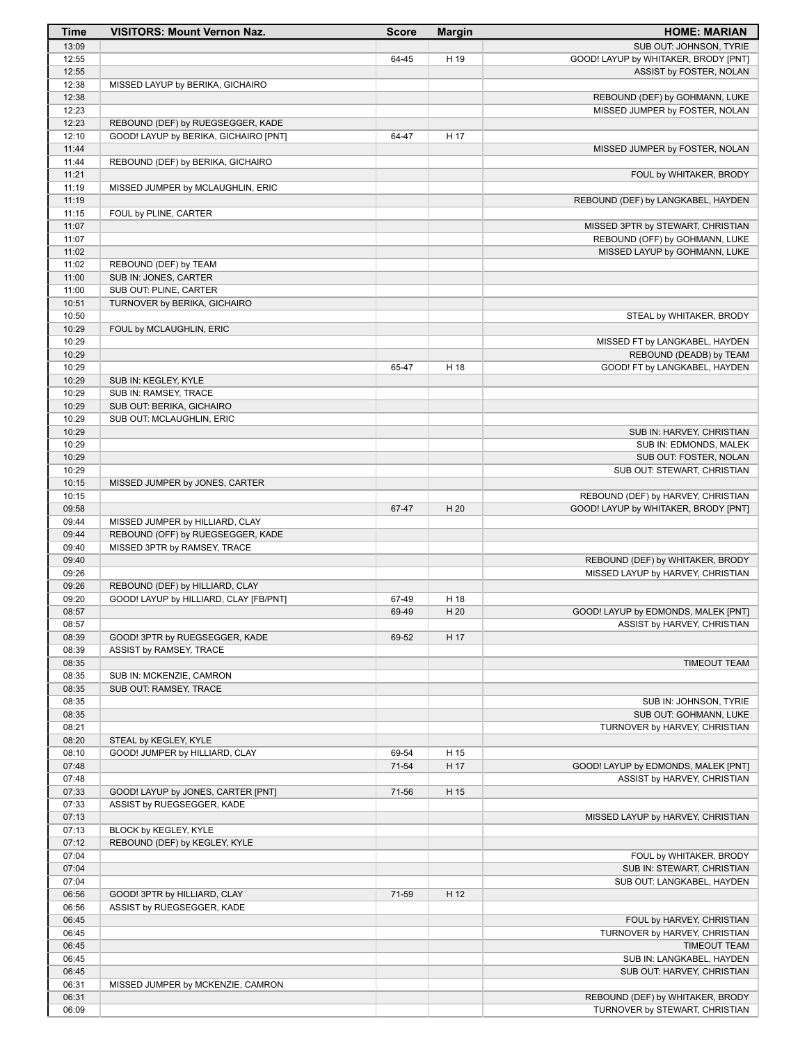| Time | VISITORS: Mount Vernon Naz. | Score | Margin | HOME: MARIAN |
|---|---|---|---|---|
| 13:09 | | | | SUB OUT: JOHNSON, TYRIE |
| 12:55 | | 64-45 | H 19 | GOOD! LAYUP by WHITAKER, BRODY [PNT] |
| 12:55 | | | | ASSIST by FOSTER, NOLAN |
| 12:38 | MISSED LAYUP by BERIKA, GICHAIRO | | | |
| 12:38 | | | | REBOUND (DEF) by GOHMANN, LUKE |
| 12:23 | | | | MISSED JUMPER by FOSTER, NOLAN |
| 12:23 | REBOUND (DEF) by RUEGSEGGER, KADE | | | |
| 12:10 | GOOD! LAYUP by BERIKA, GICHAIRO [PNT] | 64-47 | H 17 | |
| 11:44 | | | | MISSED JUMPER by FOSTER, NOLAN |
| 11:44 | REBOUND (DEF) by BERIKA, GICHAIRO | | | |
| 11:21 | | | | FOUL by WHITAKER, BRODY |
| 11:19 | MISSED JUMPER by MCLAUGHLIN, ERIC | | | |
| 11:19 | | | | REBOUND (DEF) by LANGKABEL, HAYDEN |
| 11:15 | FOUL by PLINE, CARTER | | | |
| 11:07 | | | | MISSED 3PTR by STEWART, CHRISTIAN |
| 11:07 | | | | REBOUND (OFF) by GOHMANN, LUKE |
| 11:02 | | | | MISSED LAYUP by GOHMANN, LUKE |
| 11:02 | REBOUND (DEF) by TEAM | | | |
| 11:00 | SUB IN: JONES, CARTER | | | |
| 11:00 | SUB OUT: PLINE, CARTER | | | |
| 10:51 | TURNOVER by BERIKA, GICHAIRO | | | |
| 10:50 | | | | STEAL by WHITAKER, BRODY |
| 10:29 | FOUL by MCLAUGHLIN, ERIC | | | |
| 10:29 | | | | MISSED FT by LANGKABEL, HAYDEN |
| 10:29 | | | | REBOUND (DEADB) by TEAM |
| 10:29 | | 65-47 | H 18 | GOOD! FT by LANGKABEL, HAYDEN |
| 10:29 | SUB IN: KEGLEY, KYLE | | | |
| 10:29 | SUB IN: RAMSEY, TRACE | | | |
| 10:29 | SUB OUT: BERIKA, GICHAIRO | | | |
| 10:29 | SUB OUT: MCLAUGHLIN, ERIC | | | |
| 10:29 | | | | SUB IN: HARVEY, CHRISTIAN |
| 10:29 | | | | SUB IN: EDMONDS, MALEK |
| 10:29 | | | | SUB OUT: FOSTER, NOLAN |
| 10:29 | | | | SUB OUT: STEWART, CHRISTIAN |
| 10:15 | MISSED JUMPER by JONES, CARTER | | | |
| 10:15 | | | | REBOUND (DEF) by HARVEY, CHRISTIAN |
| 09:58 | | 67-47 | H 20 | GOOD! LAYUP by WHITAKER, BRODY [PNT] |
| 09:44 | MISSED JUMPER by HILLIARD, CLAY | | | |
| 09:44 | REBOUND (OFF) by RUEGSEGGER, KADE | | | |
| 09:40 | MISSED 3PTR by RAMSEY, TRACE | | | |
| 09:40 | | | | REBOUND (DEF) by WHITAKER, BRODY |
| 09:26 | | | | MISSED LAYUP by HARVEY, CHRISTIAN |
| 09:26 | REBOUND (DEF) by HILLIARD, CLAY | | | |
| 09:20 | GOOD! LAYUP by HILLIARD, CLAY [FB/PNT] | 67-49 | H 18 | |
| 08:57 | | 69-49 | H 20 | GOOD! LAYUP by EDMONDS, MALEK [PNT] |
| 08:57 | | | | ASSIST by HARVEY, CHRISTIAN |
| 08:39 | GOOD! 3PTR by RUEGSEGGER, KADE | 69-52 | H 17 | |
| 08:39 | ASSIST by RAMSEY, TRACE | | | |
| 08:35 | | | | TIMEOUT TEAM |
| 08:35 | SUB IN: MCKENZIE, CAMRON | | | |
| 08:35 | SUB OUT: RAMSEY, TRACE | | | |
| 08:35 | | | | SUB IN: JOHNSON, TYRIE |
| 08:35 | | | | SUB OUT: GOHMANN, LUKE |
| 08:21 | | | | TURNOVER by HARVEY, CHRISTIAN |
| 08:20 | STEAL by KEGLEY, KYLE | | | |
| 08:10 | GOOD! JUMPER by HILLIARD, CLAY | 69-54 | H 15 | |
| 07:48 | | 71-54 | H 17 | GOOD! LAYUP by EDMONDS, MALEK [PNT] |
| 07:48 | | | | ASSIST by HARVEY, CHRISTIAN |
| 07:33 | GOOD! LAYUP by JONES, CARTER [PNT] | 71-56 | H 15 | |
| 07:33 | ASSIST by RUEGSEGGER, KADE | | | |
| 07:13 | | | | MISSED LAYUP by HARVEY, CHRISTIAN |
| 07:13 | BLOCK by KEGLEY, KYLE | | | |
| 07:12 | REBOUND (DEF) by KEGLEY, KYLE | | | |
| 07:04 | | | | FOUL by WHITAKER, BRODY |
| 07:04 | | | | SUB IN: STEWART, CHRISTIAN |
| 07:04 | | | | SUB OUT: LANGKABEL, HAYDEN |
| 06:56 | GOOD! 3PTR by HILLIARD, CLAY | 71-59 | H 12 | |
| 06:56 | ASSIST by RUEGSEGGER, KADE | | | |
| 06:45 | | | | FOUL by HARVEY, CHRISTIAN |
| 06:45 | | | | TURNOVER by HARVEY, CHRISTIAN |
| 06:45 | | | | TIMEOUT TEAM |
| 06:45 | | | | SUB IN: LANGKABEL, HAYDEN |
| 06:45 | | | | SUB OUT: HARVEY, CHRISTIAN |
| 06:31 | MISSED JUMPER by MCKENZIE, CAMRON | | | |
| 06:31 | | | | REBOUND (DEF) by WHITAKER, BRODY |
| 06:09 | | | | TURNOVER by STEWART, CHRISTIAN |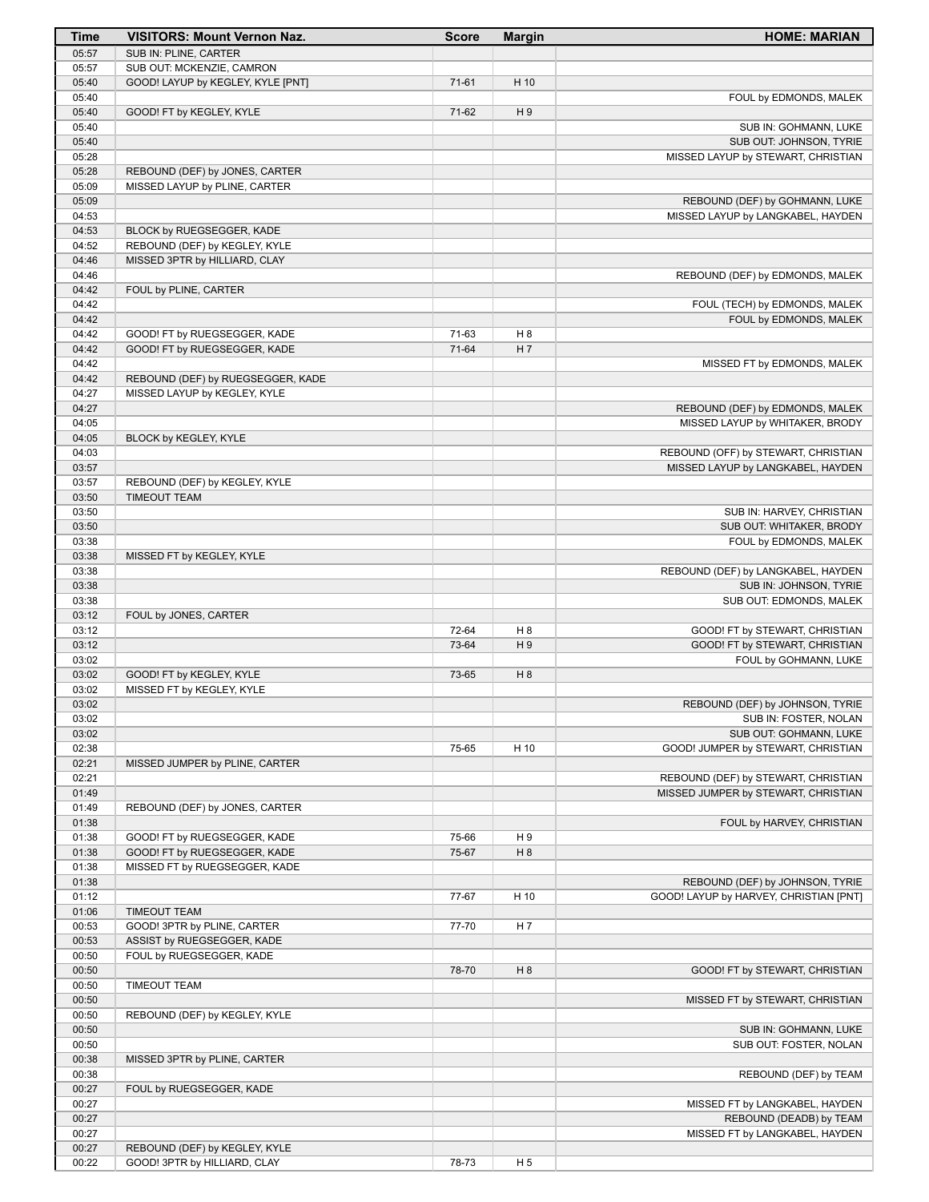| Time | VISITORS: Mount Vernon Naz. | Score | Margin | HOME: MARIAN |
|---|---|---|---|---|
| 05:57 | SUB IN: PLINE, CARTER | | | |
| 05:57 | SUB OUT: MCKENZIE, CAMRON | | | |
| 05:40 | GOOD! LAYUP by KEGLEY, KYLE [PNT] | 71-61 | H 10 | |
| 05:40 | | | | FOUL by EDMONDS, MALEK |
| 05:40 | GOOD! FT by KEGLEY, KYLE | 71-62 | H 9 | |
| 05:40 | | | | SUB IN: GOHMANN, LUKE |
| 05:40 | | | | SUB OUT: JOHNSON, TYRIE |
| 05:28 | | | | MISSED LAYUP by STEWART, CHRISTIAN |
| 05:28 | REBOUND (DEF) by JONES, CARTER | | | |
| 05:09 | MISSED LAYUP by PLINE, CARTER | | | |
| 05:09 | | | | REBOUND (DEF) by GOHMANN, LUKE |
| 04:53 | | | | MISSED LAYUP by LANGKABEL, HAYDEN |
| 04:53 | BLOCK by RUEGSEGGER, KADE | | | |
| 04:52 | REBOUND (DEF) by KEGLEY, KYLE | | | |
| 04:46 | MISSED 3PTR by HILLIARD, CLAY | | | |
| 04:46 | | | | REBOUND (DEF) by EDMONDS, MALEK |
| 04:42 | FOUL by PLINE, CARTER | | | |
| 04:42 | | | | FOUL (TECH) by EDMONDS, MALEK |
| 04:42 | | | | FOUL by EDMONDS, MALEK |
| 04:42 | GOOD! FT by RUEGSEGGER, KADE | 71-63 | H 8 | |
| 04:42 | GOOD! FT by RUEGSEGGER, KADE | 71-64 | H 7 | |
| 04:42 | | | | MISSED FT by EDMONDS, MALEK |
| 04:42 | REBOUND (DEF) by RUEGSEGGER, KADE | | | |
| 04:27 | MISSED LAYUP by KEGLEY, KYLE | | | |
| 04:27 | | | | REBOUND (DEF) by EDMONDS, MALEK |
| 04:05 | | | | MISSED LAYUP by WHITAKER, BRODY |
| 04:05 | BLOCK by KEGLEY, KYLE | | | |
| 04:03 | | | | REBOUND (OFF) by STEWART, CHRISTIAN |
| 03:57 | | | | MISSED LAYUP by LANGKABEL, HAYDEN |
| 03:57 | REBOUND (DEF) by KEGLEY, KYLE | | | |
| 03:50 | TIMEOUT TEAM | | | |
| 03:50 | | | | SUB IN: HARVEY, CHRISTIAN |
| 03:50 | | | | SUB OUT: WHITAKER, BRODY |
| 03:38 | | | | FOUL by EDMONDS, MALEK |
| 03:38 | MISSED FT by KEGLEY, KYLE | | | |
| 03:38 | | | | REBOUND (DEF) by LANGKABEL, HAYDEN |
| 03:38 | | | | SUB IN: JOHNSON, TYRIE |
| 03:38 | | | | SUB OUT: EDMONDS, MALEK |
| 03:12 | FOUL by JONES, CARTER | | | |
| 03:12 | | 72-64 | H 8 | GOOD! FT by STEWART, CHRISTIAN |
| 03:12 | | 73-64 | H 9 | GOOD! FT by STEWART, CHRISTIAN |
| 03:02 | | | | FOUL by GOHMANN, LUKE |
| 03:02 | GOOD! FT by KEGLEY, KYLE | 73-65 | H 8 | |
| 03:02 | MISSED FT by KEGLEY, KYLE | | | |
| 03:02 | | | | REBOUND (DEF) by JOHNSON, TYRIE |
| 03:02 | | | | SUB IN: FOSTER, NOLAN |
| 03:02 | | | | SUB OUT: GOHMANN, LUKE |
| 02:38 | | 75-65 | H 10 | GOOD! JUMPER by STEWART, CHRISTIAN |
| 02:21 | MISSED JUMPER by PLINE, CARTER | | | |
| 02:21 | | | | REBOUND (DEF) by STEWART, CHRISTIAN |
| 01:49 | | | | MISSED JUMPER by STEWART, CHRISTIAN |
| 01:49 | REBOUND (DEF) by JONES, CARTER | | | |
| 01:38 | | | | FOUL by HARVEY, CHRISTIAN |
| 01:38 | GOOD! FT by RUEGSEGGER, KADE | 75-66 | H 9 | |
| 01:38 | GOOD! FT by RUEGSEGGER, KADE | 75-67 | H 8 | |
| 01:38 | MISSED FT by RUEGSEGGER, KADE | | | |
| 01:38 | | | | REBOUND (DEF) by JOHNSON, TYRIE |
| 01:12 | | 77-67 | H 10 | GOOD! LAYUP by HARVEY, CHRISTIAN [PNT] |
| 01:06 | TIMEOUT TEAM | | | |
| 00:53 | GOOD! 3PTR by PLINE, CARTER | 77-70 | H 7 | |
| 00:53 | ASSIST by RUEGSEGGER, KADE | | | |
| 00:50 | FOUL by RUEGSEGGER, KADE | | | |
| 00:50 | | 78-70 | H 8 | GOOD! FT by STEWART, CHRISTIAN |
| 00:50 | TIMEOUT TEAM | | | |
| 00:50 | | | | MISSED FT by STEWART, CHRISTIAN |
| 00:50 | REBOUND (DEF) by KEGLEY, KYLE | | | |
| 00:50 | | | | SUB IN: GOHMANN, LUKE |
| 00:50 | | | | SUB OUT: FOSTER, NOLAN |
| 00:38 | MISSED 3PTR by PLINE, CARTER | | | |
| 00:38 | | | | REBOUND (DEF) by TEAM |
| 00:27 | FOUL by RUEGSEGGER, KADE | | | |
| 00:27 | | | | MISSED FT by LANGKABEL, HAYDEN |
| 00:27 | | | | REBOUND (DEADB) by TEAM |
| 00:27 | | | | MISSED FT by LANGKABEL, HAYDEN |
| 00:27 | REBOUND (DEF) by KEGLEY, KYLE | | | |
| 00:22 | GOOD! 3PTR by HILLIARD, CLAY | 78-73 | H 5 | |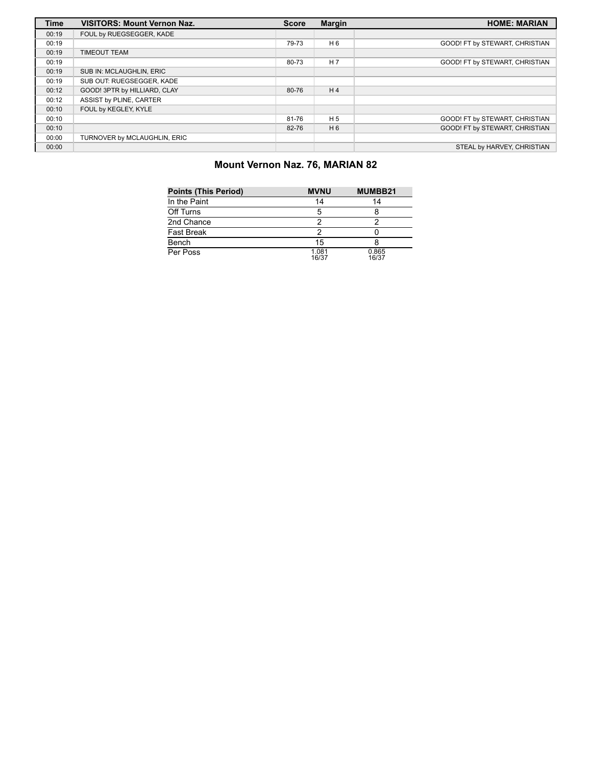| Time | VISITORS: Mount Vernon Naz. | Score | Margin | HOME: MARIAN |
|---|---|---|---|---|
| 00:19 | FOUL by RUEGSEGGER, KADE | | | |
| 00:19 | | 79-73 | H 6 | GOOD! FT by STEWART, CHRISTIAN |
| 00:19 | TIMEOUT TEAM | | | |
| 00:19 | | 80-73 | H 7 | GOOD! FT by STEWART, CHRISTIAN |
| 00:19 | SUB IN: MCLAUGHLIN, ERIC | | | |
| 00:19 | SUB OUT: RUEGSEGGER, KADE | | | |
| 00:12 | GOOD! 3PTR by HILLIARD, CLAY | 80-76 | H 4 | |
| 00:12 | ASSIST by PLINE, CARTER | | | |
| 00:10 | FOUL by KEGLEY, KYLE | | | |
| 00:10 | | 81-76 | H 5 | GOOD! FT by STEWART, CHRISTIAN |
| 00:10 | | 82-76 | H 6 | GOOD! FT by STEWART, CHRISTIAN |
| 00:00 | TURNOVER by MCLAUGHLIN, ERIC | | | |
| 00:00 | | | | STEAL by HARVEY, CHRISTIAN |

## Mount Vernon Naz. 76, MARIAN 82

| Points (This Period) | MVNU | MUMBB21 |
|---|---|---|
| In the Paint | 14 | 14 |
| Off Turns | 5 | 8 |
| 2nd Chance | 2 | 2 |
| Fast Break | 2 | 0 |
| Bench | 15 | 8 |
| Per Poss | 1.081 16/37 | 0.865 16/37 |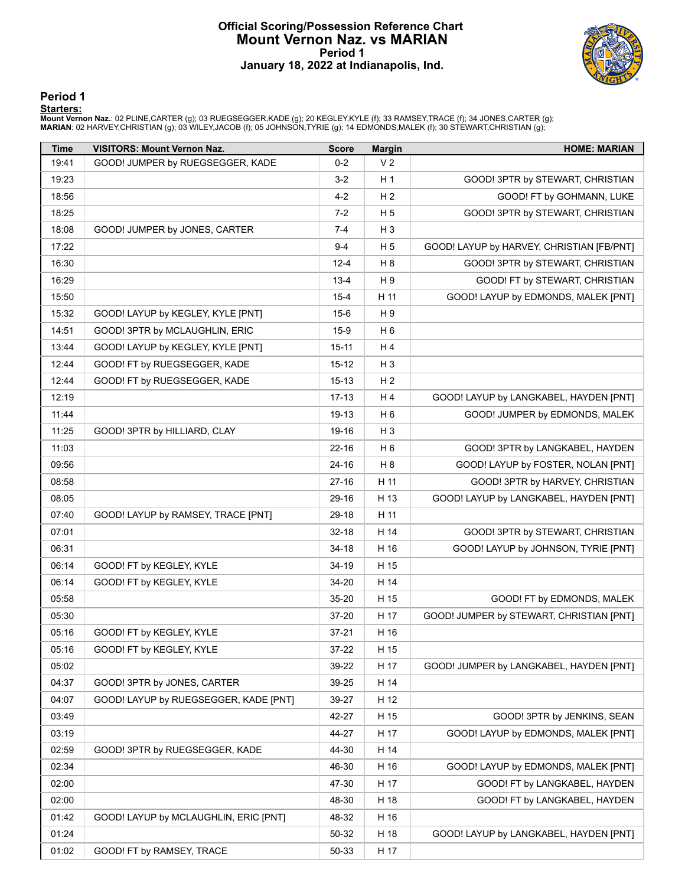# Official Scoring/Possession Reference Chart
# Mount Vernon Naz. vs MARIAN
### Period 1
### January 18, 2022 at Indianapolis, Ind.

## Period 1

**Starters:**

**Mount Vernon Naz.**: 02 PLINE,CARTER (g); 03 RUEGSEGGER,KADE (g); 20 KEGLEY,KYLE (f); 33 RAMSEY,TRACE (f); 34 JONES,CARTER (g);
**MARIAN**: 02 HARVEY,CHRISTIAN (g); 03 WILEY,JACOB (f); 05 JOHNSON,TYRIE (g); 14 EDMONDS,MALEK (f); 30 STEWART,CHRISTIAN (g);

| Time | VISITORS: Mount Vernon Naz. | Score | Margin | HOME: MARIAN |
|---|---|---|---|---|
| 19:41 | GOOD! JUMPER by RUEGSEGGER, KADE | 0-2 | V 2 | |
| 19:23 | | 3-2 | H 1 | GOOD! 3PTR by STEWART, CHRISTIAN |
| 18:56 | | 4-2 | H 2 | GOOD! FT by GOHMANN, LUKE |
| 18:25 | | 7-2 | H 5 | GOOD! 3PTR by STEWART, CHRISTIAN |
| 18:08 | GOOD! JUMPER by JONES, CARTER | 7-4 | H 3 | |
| 17:22 | | 9-4 | H 5 | GOOD! LAYUP by HARVEY, CHRISTIAN [FB/PNT] |
| 16:30 | | 12-4 | H 8 | GOOD! 3PTR by STEWART, CHRISTIAN |
| 16:29 | | 13-4 | H 9 | GOOD! FT by STEWART, CHRISTIAN |
| 15:50 | | 15-4 | H 11 | GOOD! LAYUP by EDMONDS, MALEK [PNT] |
| 15:32 | GOOD! LAYUP by KEGLEY, KYLE [PNT] | 15-6 | H 9 | |
| 14:51 | GOOD! 3PTR by MCLAUGHLIN, ERIC | 15-9 | H 6 | |
| 13:44 | GOOD! LAYUP by KEGLEY, KYLE [PNT] | 15-11 | H 4 | |
| 12:44 | GOOD! FT by RUEGSEGGER, KADE | 15-12 | H 3 | |
| 12:44 | GOOD! FT by RUEGSEGGER, KADE | 15-13 | H 2 | |
| 12:19 | | 17-13 | H 4 | GOOD! LAYUP by LANGKABEL, HAYDEN [PNT] |
| 11:44 | | 19-13 | H 6 | GOOD! JUMPER by EDMONDS, MALEK |
| 11:25 | GOOD! 3PTR by HILLIARD, CLAY | 19-16 | H 3 | |
| 11:03 | | 22-16 | H 6 | GOOD! 3PTR by LANGKABEL, HAYDEN |
| 09:56 | | 24-16 | H 8 | GOOD! LAYUP by FOSTER, NOLAN [PNT] |
| 08:58 | | 27-16 | H 11 | GOOD! 3PTR by HARVEY, CHRISTIAN |
| 08:05 | | 29-16 | H 13 | GOOD! LAYUP by LANGKABEL, HAYDEN [PNT] |
| 07:40 | GOOD! LAYUP by RAMSEY, TRACE [PNT] | 29-18 | H 11 | |
| 07:01 | | 32-18 | H 14 | GOOD! 3PTR by STEWART, CHRISTIAN |
| 06:31 | | 34-18 | H 16 | GOOD! LAYUP by JOHNSON, TYRIE [PNT] |
| 06:14 | GOOD! FT by KEGLEY, KYLE | 34-19 | H 15 | |
| 06:14 | GOOD! FT by KEGLEY, KYLE | 34-20 | H 14 | |
| 05:58 | | 35-20 | H 15 | GOOD! FT by EDMONDS, MALEK |
| 05:30 | | 37-20 | H 17 | GOOD! JUMPER by STEWART, CHRISTIAN [PNT] |
| 05:16 | GOOD! FT by KEGLEY, KYLE | 37-21 | H 16 | |
| 05:16 | GOOD! FT by KEGLEY, KYLE | 37-22 | H 15 | |
| 05:02 | | 39-22 | H 17 | GOOD! JUMPER by LANGKABEL, HAYDEN [PNT] |
| 04:37 | GOOD! 3PTR by JONES, CARTER | 39-25 | H 14 | |
| 04:07 | GOOD! LAYUP by RUEGSEGGER, KADE [PNT] | 39-27 | H 12 | |
| 03:49 | | 42-27 | H 15 | GOOD! 3PTR by JENKINS, SEAN |
| 03:19 | | 44-27 | H 17 | GOOD! LAYUP by EDMONDS, MALEK [PNT] |
| 02:59 | GOOD! 3PTR by RUEGSEGGER, KADE | 44-30 | H 14 | |
| 02:34 | | 46-30 | H 16 | GOOD! LAYUP by EDMONDS, MALEK [PNT] |
| 02:00 | | 47-30 | H 17 | GOOD! FT by LANGKABEL, HAYDEN |
| 02:00 | | 48-30 | H 18 | GOOD! FT by LANGKABEL, HAYDEN |
| 01:42 | GOOD! LAYUP by MCLAUGHLIN, ERIC [PNT] | 48-32 | H 16 | |
| 01:24 | | 50-32 | H 18 | GOOD! LAYUP by LANGKABEL, HAYDEN [PNT] |
| 01:02 | GOOD! FT by RAMSEY, TRACE | 50-33 | H 17 | |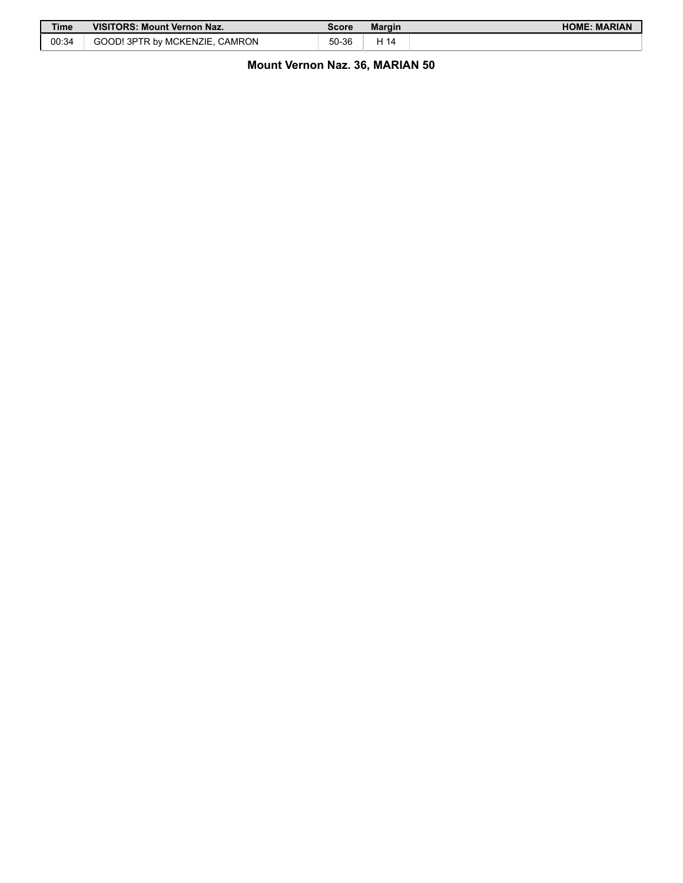| Time | VISITORS: Mount Vernon Naz. | Score | Margin | HOME: MARIAN |
| --- | --- | --- | --- | --- |
| 00:34 | GOOD! 3PTR by MCKENZIE, CAMRON | 50-36 | H 14 | |

**Mount Vernon Naz. 36, MARIAN 50**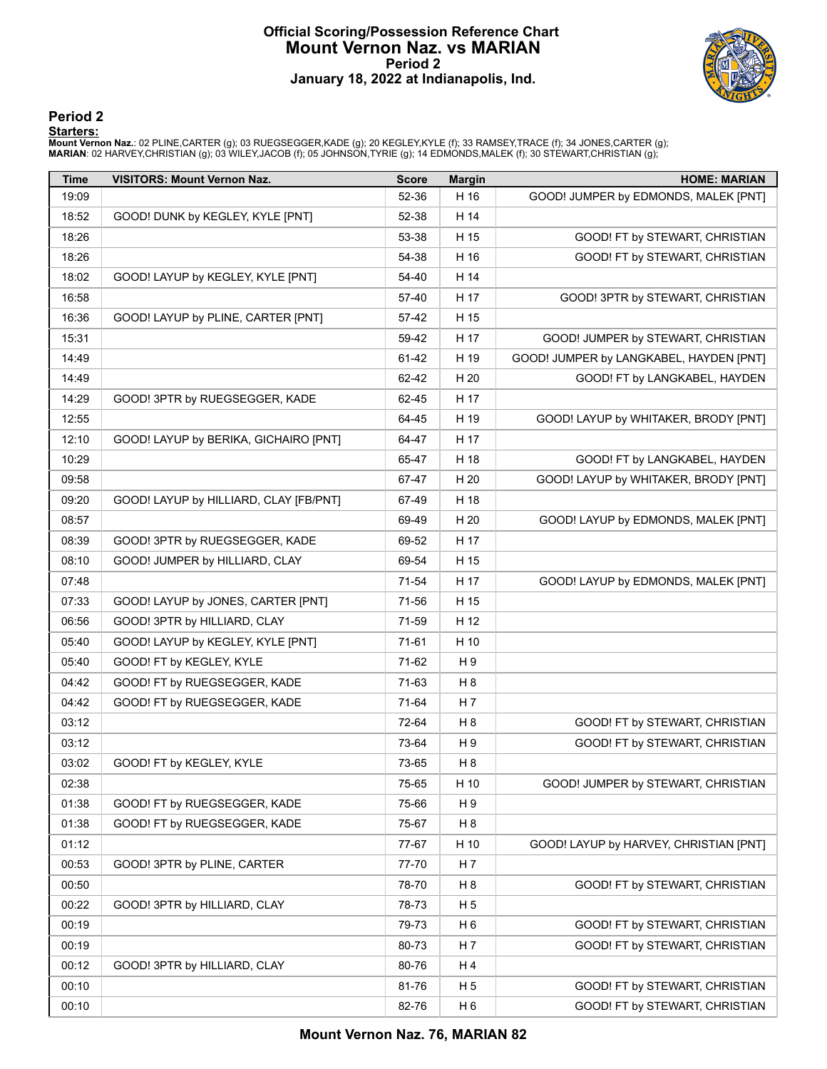# Official Scoring/Possession Reference Chart
## Mount Vernon Naz. vs MARIAN
### Period 2
### January 18, 2022 at Indianapolis, Ind.

## Period 2

**Starters:**

**Mount Vernon Naz.**: 02 PLINE,CARTER (g); 03 RUEGSEGGER,KADE (g); 20 KEGLEY,KYLE (f); 33 RAMSEY,TRACE (f); 34 JONES,CARTER (g);
**MARIAN**: 02 HARVEY,CHRISTIAN (g); 03 WILEY,JACOB (f); 05 JOHNSON,TYRIE (g); 14 EDMONDS,MALEK (f); 30 STEWART,CHRISTIAN (g);

| Time | VISITORS: Mount Vernon Naz. | Score | Margin | HOME: MARIAN |
|---|---|---|---|---|
| 19:09 | | 52-36 | H 16 | GOOD! JUMPER by EDMONDS, MALEK [PNT] |
| 18:52 | GOOD! DUNK by KEGLEY, KYLE [PNT] | 52-38 | H 14 | |
| 18:26 | | 53-38 | H 15 | GOOD! FT by STEWART, CHRISTIAN |
| 18:26 | | 54-38 | H 16 | GOOD! FT by STEWART, CHRISTIAN |
| 18:02 | GOOD! LAYUP by KEGLEY, KYLE [PNT] | 54-40 | H 14 | |
| 16:58 | | 57-40 | H 17 | GOOD! 3PTR by STEWART, CHRISTIAN |
| 16:36 | GOOD! LAYUP by PLINE, CARTER [PNT] | 57-42 | H 15 | |
| 15:31 | | 59-42 | H 17 | GOOD! JUMPER by STEWART, CHRISTIAN |
| 14:49 | | 61-42 | H 19 | GOOD! JUMPER by LANGKABEL, HAYDEN [PNT] |
| 14:49 | | 62-42 | H 20 | GOOD! FT by LANGKABEL, HAYDEN |
| 14:29 | GOOD! 3PTR by RUEGSEGGER, KADE | 62-45 | H 17 | |
| 12:55 | | 64-45 | H 19 | GOOD! LAYUP by WHITAKER, BRODY [PNT] |
| 12:10 | GOOD! LAYUP by BERIKA, GICHAIRO [PNT] | 64-47 | H 17 | |
| 10:29 | | 65-47 | H 18 | GOOD! FT by LANGKABEL, HAYDEN |
| 09:58 | | 67-47 | H 20 | GOOD! LAYUP by WHITAKER, BRODY [PNT] |
| 09:20 | GOOD! LAYUP by HILLIARD, CLAY [FB/PNT] | 67-49 | H 18 | |
| 08:57 | | 69-49 | H 20 | GOOD! LAYUP by EDMONDS, MALEK [PNT] |
| 08:39 | GOOD! 3PTR by RUEGSEGGER, KADE | 69-52 | H 17 | |
| 08:10 | GOOD! JUMPER by HILLIARD, CLAY | 69-54 | H 15 | |
| 07:48 | | 71-54 | H 17 | GOOD! LAYUP by EDMONDS, MALEK [PNT] |
| 07:33 | GOOD! LAYUP by JONES, CARTER [PNT] | 71-56 | H 15 | |
| 06:56 | GOOD! 3PTR by HILLIARD, CLAY | 71-59 | H 12 | |
| 05:40 | GOOD! LAYUP by KEGLEY, KYLE [PNT] | 71-61 | H 10 | |
| 05:40 | GOOD! FT by KEGLEY, KYLE | 71-62 | H 9 | |
| 04:42 | GOOD! FT by RUEGSEGGER, KADE | 71-63 | H 8 | |
| 04:42 | GOOD! FT by RUEGSEGGER, KADE | 71-64 | H 7 | |
| 03:12 | | 72-64 | H 8 | GOOD! FT by STEWART, CHRISTIAN |
| 03:12 | | 73-64 | H 9 | GOOD! FT by STEWART, CHRISTIAN |
| 03:02 | GOOD! FT by KEGLEY, KYLE | 73-65 | H 8 | |
| 02:38 | | 75-65 | H 10 | GOOD! JUMPER by STEWART, CHRISTIAN |
| 01:38 | GOOD! FT by RUEGSEGGER, KADE | 75-66 | H 9 | |
| 01:38 | GOOD! FT by RUEGSEGGER, KADE | 75-67 | H 8 | |
| 01:12 | | 77-67 | H 10 | GOOD! LAYUP by HARVEY, CHRISTIAN [PNT] |
| 00:53 | GOOD! 3PTR by PLINE, CARTER | 77-70 | H 7 | |
| 00:50 | | 78-70 | H 8 | GOOD! FT by STEWART, CHRISTIAN |
| 00:22 | GOOD! 3PTR by HILLIARD, CLAY | 78-73 | H 5 | |
| 00:19 | | 79-73 | H 6 | GOOD! FT by STEWART, CHRISTIAN |
| 00:19 | | 80-73 | H 7 | GOOD! FT by STEWART, CHRISTIAN |
| 00:12 | GOOD! 3PTR by HILLIARD, CLAY | 80-76 | H 4 | |
| 00:10 | | 81-76 | H 5 | GOOD! FT by STEWART, CHRISTIAN |
| 00:10 | | 82-76 | H 6 | GOOD! FT by STEWART, CHRISTIAN |

**Mount Vernon Naz. 76, MARIAN 82**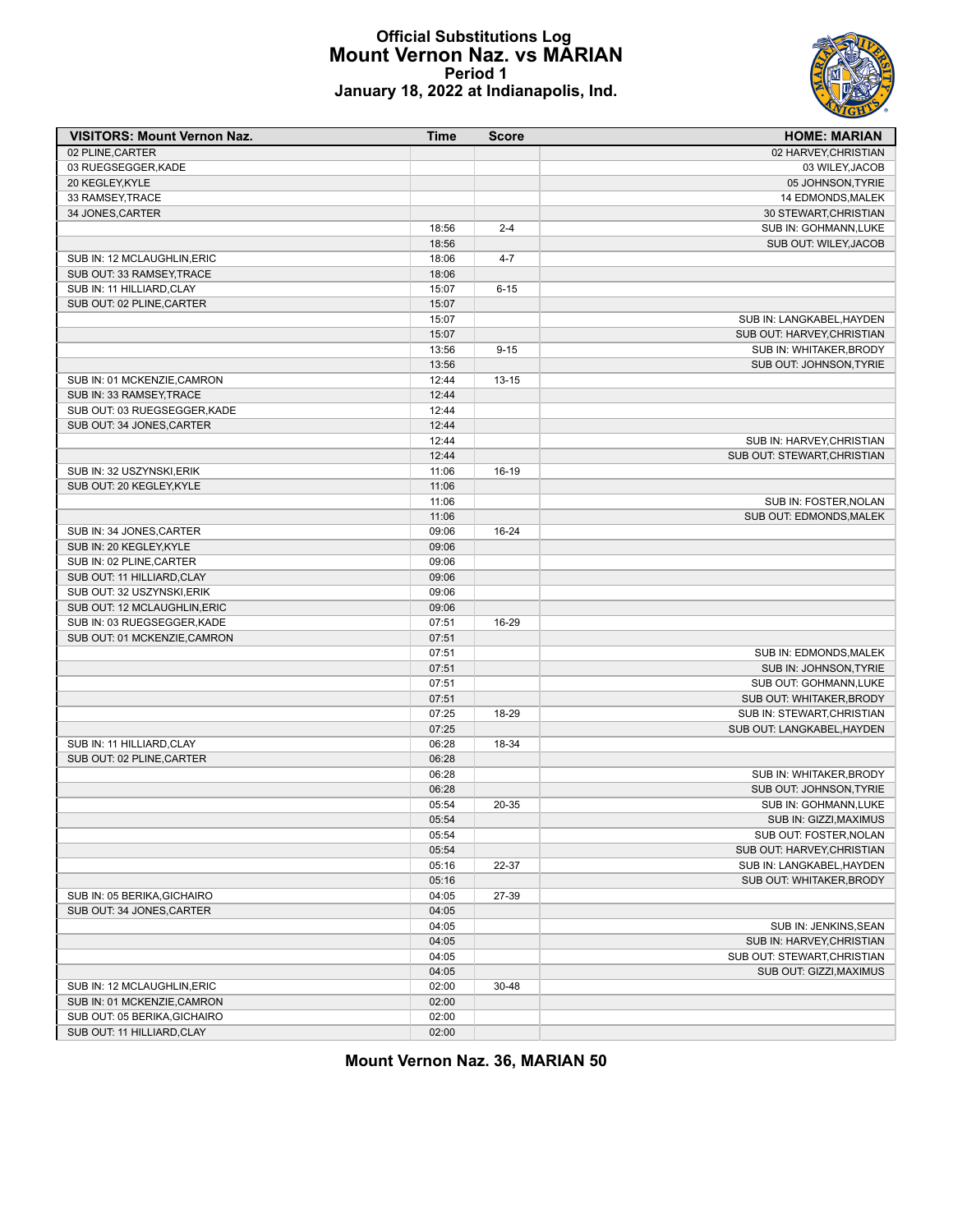# Official Substitutions Log
## Mount Vernon Naz. vs MARIAN
### Period 1
### January 18, 2022 at Indianapolis, Ind.

| VISITORS: Mount Vernon Naz. | Time | Score | HOME: MARIAN |
|---|---|---|---|
| 02 PLINE,CARTER | | | 02 HARVEY,CHRISTIAN |
| 03 RUEGSEGGER,KADE | | | 03 WILEY,JACOB |
| 20 KEGLEY,KYLE | | | 05 JOHNSON,TYRIE |
| 33 RAMSEY,TRACE | | | 14 EDMONDS,MALEK |
| 34 JONES,CARTER | | | 30 STEWART,CHRISTIAN |
| | 18:56 | 2-4 | SUB IN: GOHMANN,LUKE |
| | 18:56 | | SUB OUT: WILEY,JACOB |
| SUB IN: 12 MCLAUGHLIN,ERIC | 18:06 | 4-7 | |
| SUB OUT: 33 RAMSEY,TRACE | 18:06 | | |
| SUB IN: 11 HILLIARD,CLAY | 15:07 | 6-15 | |
| SUB OUT: 02 PLINE,CARTER | 15:07 | | |
| | 15:07 | | SUB IN: LANGKABEL,HAYDEN |
| | 15:07 | | SUB OUT: HARVEY,CHRISTIAN |
| | 13:56 | 9-15 | SUB IN: WHITAKER,BRODY |
| | 13:56 | | SUB OUT: JOHNSON,TYRIE |
| SUB IN: 01 MCKENZIE,CAMRON | 12:44 | 13-15 | |
| SUB IN: 33 RAMSEY,TRACE | 12:44 | | |
| SUB OUT: 03 RUEGSEGGER,KADE | 12:44 | | |
| SUB OUT: 34 JONES,CARTER | 12:44 | | |
| | 12:44 | | SUB IN: HARVEY,CHRISTIAN |
| | 12:44 | | SUB OUT: STEWART,CHRISTIAN |
| SUB IN: 32 USZYNSKI,ERIK | 11:06 | 16-19 | |
| SUB OUT: 20 KEGLEY,KYLE | 11:06 | | |
| | 11:06 | | SUB IN: FOSTER,NOLAN |
| | 11:06 | | SUB OUT: EDMONDS,MALEK |
| SUB IN: 34 JONES,CARTER | 09:06 | 16-24 | |
| SUB IN: 20 KEGLEY,KYLE | 09:06 | | |
| SUB IN: 02 PLINE,CARTER | 09:06 | | |
| SUB OUT: 11 HILLIARD,CLAY | 09:06 | | |
| SUB OUT: 32 USZYNSKI,ERIK | 09:06 | | |
| SUB OUT: 12 MCLAUGHLIN,ERIC | 09:06 | | |
| SUB IN: 03 RUEGSEGGER,KADE | 07:51 | 16-29 | |
| SUB OUT: 01 MCKENZIE,CAMRON | 07:51 | | |
| | 07:51 | | SUB IN: EDMONDS,MALEK |
| | 07:51 | | SUB IN: JOHNSON,TYRIE |
| | 07:51 | | SUB OUT: GOHMANN,LUKE |
| | 07:51 | | SUB OUT: WHITAKER,BRODY |
| | 07:25 | 18-29 | SUB IN: STEWART,CHRISTIAN |
| | 07:25 | | SUB OUT: LANGKABEL,HAYDEN |
| SUB IN: 11 HILLIARD,CLAY | 06:28 | 18-34 | |
| SUB OUT: 02 PLINE,CARTER | 06:28 | | |
| | 06:28 | | SUB IN: WHITAKER,BRODY |
| | 06:28 | | SUB OUT: JOHNSON,TYRIE |
| | 05:54 | 20-35 | SUB IN: GOHMANN,LUKE |
| | 05:54 | | SUB IN: GIZZI,MAXIMUS |
| | 05:54 | | SUB OUT: FOSTER,NOLAN |
| | 05:54 | | SUB OUT: HARVEY,CHRISTIAN |
| | 05:16 | 22-37 | SUB IN: LANGKABEL,HAYDEN |
| | 05:16 | | SUB OUT: WHITAKER,BRODY |
| SUB IN: 05 BERIKA,GICHAIRO | 04:05 | 27-39 | |
| SUB OUT: 34 JONES,CARTER | 04:05 | | |
| | 04:05 | | SUB IN: JENKINS,SEAN |
| | 04:05 | | SUB IN: HARVEY,CHRISTIAN |
| | 04:05 | | SUB OUT: STEWART,CHRISTIAN |
| | 04:05 | | SUB OUT: GIZZI,MAXIMUS |
| SUB IN: 12 MCLAUGHLIN,ERIC | 02:00 | 30-48 | |
| SUB IN: 01 MCKENZIE,CAMRON | 02:00 | | |
| SUB OUT: 05 BERIKA,GICHAIRO | 02:00 | | |
| SUB OUT: 11 HILLIARD,CLAY | 02:00 | | |

**Mount Vernon Naz. 36, MARIAN 50**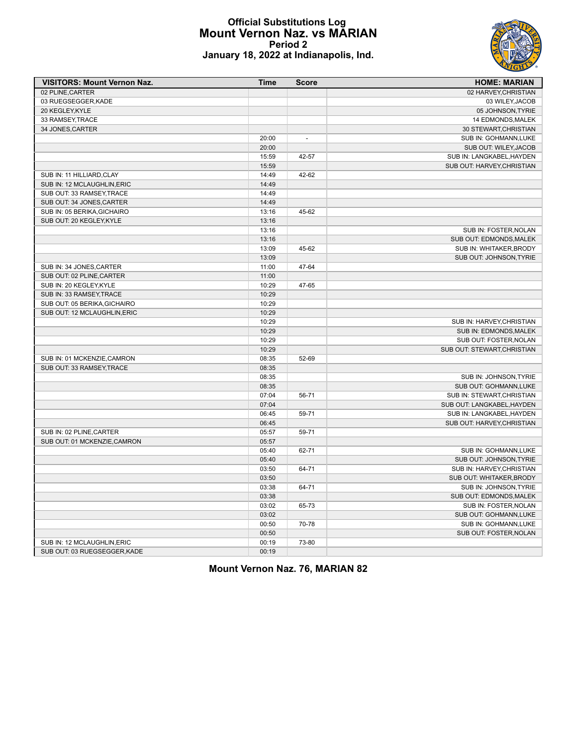# Official Substitutions Log
## Mount Vernon Naz. vs MARIAN
### Period 2
### January 18, 2022 at Indianapolis, Ind.

| VISITORS: Mount Vernon Naz. | Time | Score | HOME: MARIAN |
|---|---|---|---|
| 02 PLINE,CARTER | | | 02 HARVEY,CHRISTIAN |
| 03 RUEGSEGGER,KADE | | | 03 WILEY,JACOB |
| 20 KEGLEY,KYLE | | | 05 JOHNSON,TYRIE |
| 33 RAMSEY,TRACE | | | 14 EDMONDS,MALEK |
| 34 JONES,CARTER | | | 30 STEWART,CHRISTIAN |
| | 20:00 | - | SUB IN: GOHMANN,LUKE |
| | 20:00 | | SUB OUT: WILEY,JACOB |
| | 15:59 | 42-57 | SUB IN: LANGKABEL,HAYDEN |
| | 15:59 | | SUB OUT: HARVEY,CHRISTIAN |
| SUB IN: 11 HILLIARD,CLAY | 14:49 | 42-62 | |
| SUB IN: 12 MCLAUGHLIN,ERIC | 14:49 | | |
| SUB OUT: 33 RAMSEY,TRACE | 14:49 | | |
| SUB OUT: 34 JONES,CARTER | 14:49 | | |
| SUB IN: 05 BERIKA,GICHAIRO | 13:16 | 45-62 | |
| SUB OUT: 20 KEGLEY,KYLE | 13:16 | | |
| | 13:16 | | SUB IN: FOSTER,NOLAN |
| | 13:16 | | SUB OUT: EDMONDS,MALEK |
| | 13:09 | 45-62 | SUB IN: WHITAKER,BRODY |
| | 13:09 | | SUB OUT: JOHNSON,TYRIE |
| SUB IN: 34 JONES,CARTER | 11:00 | 47-64 | |
| SUB OUT: 02 PLINE,CARTER | 11:00 | | |
| SUB IN: 20 KEGLEY,KYLE | 10:29 | 47-65 | |
| SUB IN: 33 RAMSEY,TRACE | 10:29 | | |
| SUB OUT: 05 BERIKA,GICHAIRO | 10:29 | | |
| SUB OUT: 12 MCLAUGHLIN,ERIC | 10:29 | | |
| | 10:29 | | SUB IN: HARVEY,CHRISTIAN |
| | 10:29 | | SUB IN: EDMONDS,MALEK |
| | 10:29 | | SUB OUT: FOSTER,NOLAN |
| | 10:29 | | SUB OUT: STEWART,CHRISTIAN |
| SUB IN: 01 MCKENZIE,CAMRON | 08:35 | 52-69 | |
| SUB OUT: 33 RAMSEY,TRACE | 08:35 | | |
| | 08:35 | | SUB IN: JOHNSON,TYRIE |
| | 08:35 | | SUB OUT: GOHMANN,LUKE |
| | 07:04 | 56-71 | SUB IN: STEWART,CHRISTIAN |
| | 07:04 | | SUB OUT: LANGKABEL,HAYDEN |
| | 06:45 | 59-71 | SUB IN: LANGKABEL,HAYDEN |
| | 06:45 | | SUB OUT: HARVEY,CHRISTIAN |
| SUB IN: 02 PLINE,CARTER | 05:57 | 59-71 | |
| SUB OUT: 01 MCKENZIE,CAMRON | 05:57 | | |
| | 05:40 | 62-71 | SUB IN: GOHMANN,LUKE |
| | 05:40 | | SUB OUT: JOHNSON,TYRIE |
| | 03:50 | 64-71 | SUB IN: HARVEY,CHRISTIAN |
| | 03:50 | | SUB OUT: WHITAKER,BRODY |
| | 03:38 | 64-71 | SUB IN: JOHNSON,TYRIE |
| | 03:38 | | SUB OUT: EDMONDS,MALEK |
| | 03:02 | 65-73 | SUB IN: FOSTER,NOLAN |
| | 03:02 | | SUB OUT: GOHMANN,LUKE |
| | 00:50 | 70-78 | SUB IN: GOHMANN,LUKE |
| | 00:50 | | SUB OUT: FOSTER,NOLAN |
| SUB IN: 12 MCLAUGHLIN,ERIC | 00:19 | 73-80 | |
| SUB OUT: 03 RUEGSEGGER,KADE | 00:19 | | |

**Mount Vernon Naz. 76, MARIAN 82**